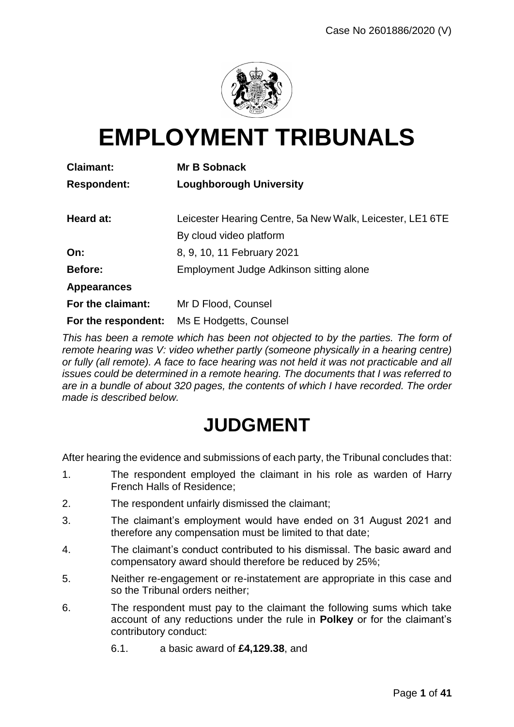Case No 2601886/2020 (V)

# EMPLOYMENT TRIBUNALS

| | |
|---|---|
| **Claimant:** | **Mr B Sobnack** |
| **Respondent:** | **Loughborough University** |
| | |
| **Heard at:** | Leicester Hearing Centre, 5a New Walk, Leicester, LE1 6TE |
| | By cloud video platform |
| **On:** | 8, 9, 10, 11 February 2021 |
| **Before:** | Employment Judge Adkinson sitting alone |
| **Appearances** | |
| **For the claimant:** | Mr D Flood, Counsel |
| **For the respondent:** | Ms E Hodgetts, Counsel |

*This has been a remote which has been not objected to by the parties. The form of remote hearing was V: video whether partly (someone physically in a hearing centre) or fully (all remote). A face to face hearing was not held it was not practicable and all issues could be determined in a remote hearing. The documents that I was referred to are in a bundle of about 320 pages, the contents of which I have recorded. The order made is described below.*

# JUDGMENT

After hearing the evidence and submissions of each party, the Tribunal concludes that:

1. The respondent employed the claimant in his role as warden of Harry French Halls of Residence;
2. The respondent unfairly dismissed the claimant;
3. The claimant's employment would have ended on 31 August 2021 and therefore any compensation must be limited to that date;
4. The claimant's conduct contributed to his dismissal. The basic award and compensatory award should therefore be reduced by 25%;
5. Neither re-engagement or re-instatement are appropriate in this case and so the Tribunal orders neither;
6. The respondent must pay to the claimant the following sums which take account of any reductions under the rule in **Polkey** or for the claimant's contributory conduct:
    6.1. a basic award of **£4,129.38**, and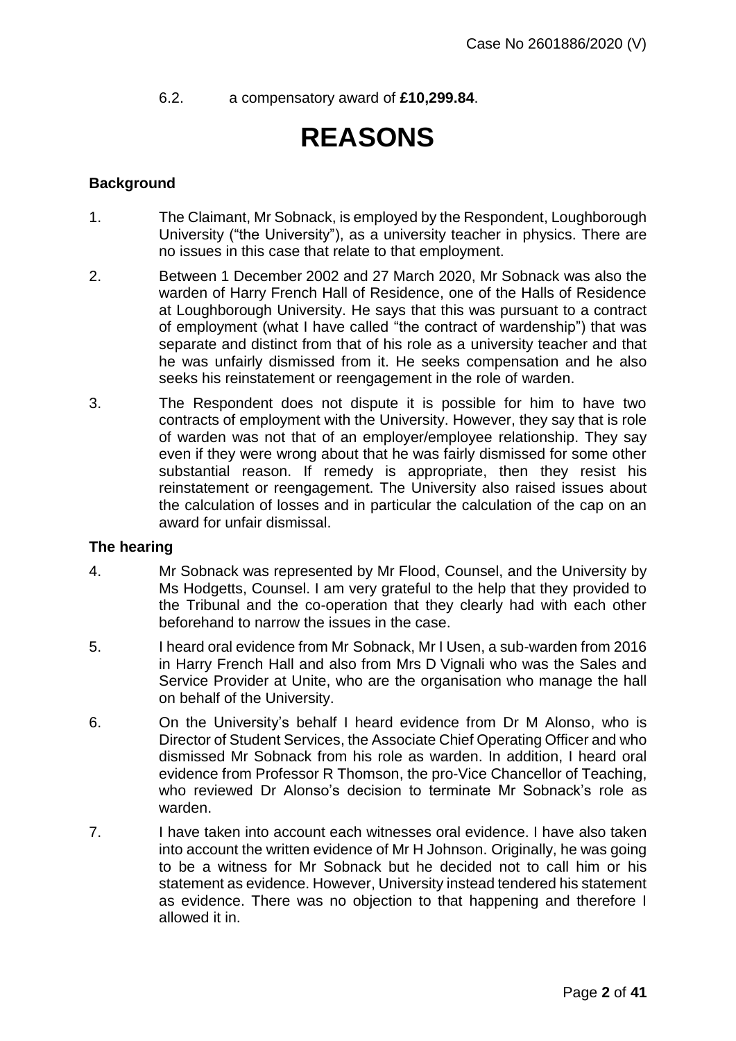6.2. a compensatory award of **£10,299.84**.

# REASONS

**Background**

1. The Claimant, Mr Sobnack, is employed by the Respondent, Loughborough University ("the University"), as a university teacher in physics. There are no issues in this case that relate to that employment.

2. Between 1 December 2002 and 27 March 2020, Mr Sobnack was also the warden of Harry French Hall of Residence, one of the Halls of Residence at Loughborough University. He says that this was pursuant to a contract of employment (what I have called "the contract of wardenship") that was separate and distinct from that of his role as a university teacher and that he was unfairly dismissed from it. He seeks compensation and he also seeks his reinstatement or reengagement in the role of warden.

3. The Respondent does not dispute it is possible for him to have two contracts of employment with the University. However, they say that is role of warden was not that of an employer/employee relationship. They say even if they were wrong about that he was fairly dismissed for some other substantial reason. If remedy is appropriate, then they resist his reinstatement or reengagement. The University also raised issues about the calculation of losses and in particular the calculation of the cap on an award for unfair dismissal.

**The hearing**

4. Mr Sobnack was represented by Mr Flood, Counsel, and the University by Ms Hodgetts, Counsel. I am very grateful to the help that they provided to the Tribunal and the co-operation that they clearly had with each other beforehand to narrow the issues in the case.

5. I heard oral evidence from Mr Sobnack, Mr I Usen, a sub-warden from 2016 in Harry French Hall and also from Mrs D Vignali who was the Sales and Service Provider at Unite, who are the organisation who manage the hall on behalf of the University.

6. On the University's behalf I heard evidence from Dr M Alonso, who is Director of Student Services, the Associate Chief Operating Officer and who dismissed Mr Sobnack from his role as warden. In addition, I heard oral evidence from Professor R Thomson, the pro-Vice Chancellor of Teaching, who reviewed Dr Alonso's decision to terminate Mr Sobnack's role as warden.

7. I have taken into account each witnesses oral evidence. I have also taken into account the written evidence of Mr H Johnson. Originally, he was going to be a witness for Mr Sobnack but he decided not to call him or his statement as evidence. However, University instead tendered his statement as evidence. There was no objection to that happening and therefore I allowed it in.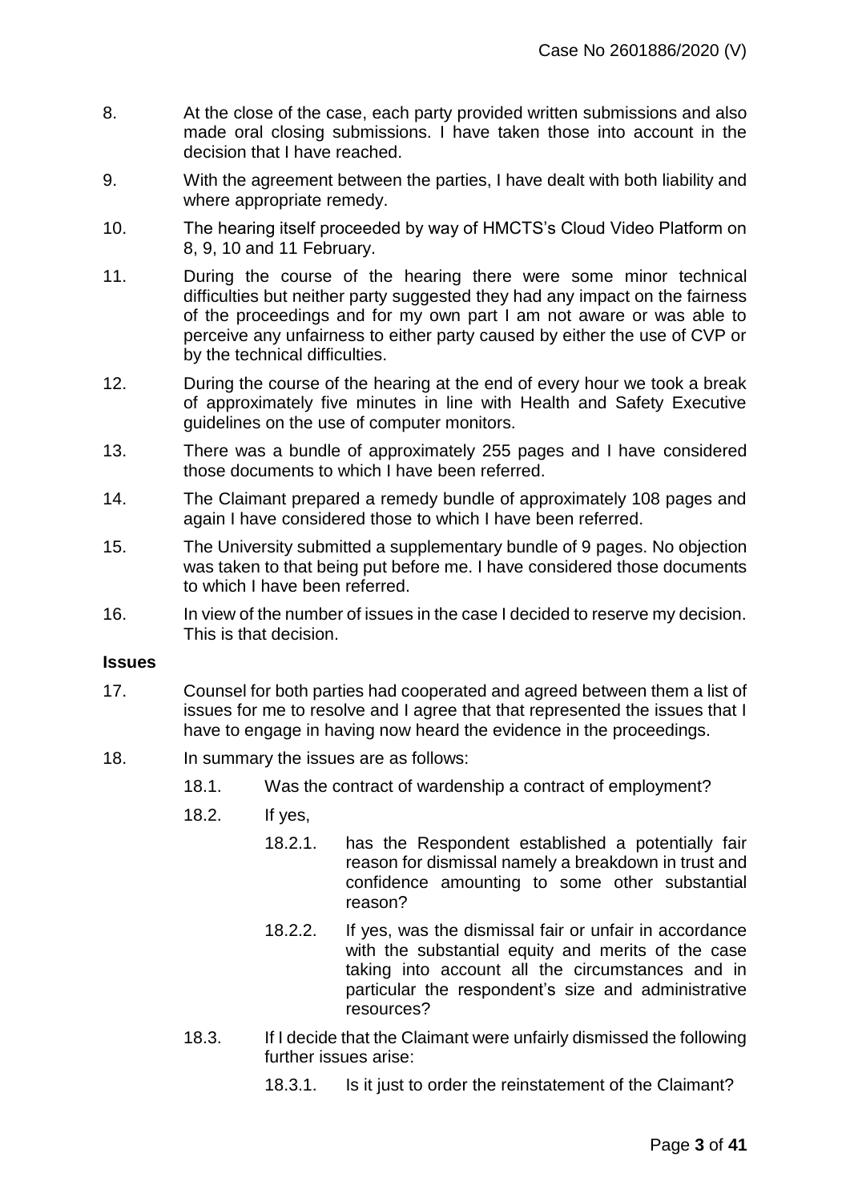8. At the close of the case, each party provided written submissions and also made oral closing submissions. I have taken those into account in the decision that I have reached.

9. With the agreement between the parties, I have dealt with both liability and where appropriate remedy.

10. The hearing itself proceeded by way of HMCTS's Cloud Video Platform on 8, 9, 10 and 11 February.

11. During the course of the hearing there were some minor technical difficulties but neither party suggested they had any impact on the fairness of the proceedings and for my own part I am not aware or was able to perceive any unfairness to either party caused by either the use of CVP or by the technical difficulties.

12. During the course of the hearing at the end of every hour we took a break of approximately five minutes in line with Health and Safety Executive guidelines on the use of computer monitors.

13. There was a bundle of approximately 255 pages and I have considered those documents to which I have been referred.

14. The Claimant prepared a remedy bundle of approximately 108 pages and again I have considered those to which I have been referred.

15. The University submitted a supplementary bundle of 9 pages. No objection was taken to that being put before me. I have considered those documents to which I have been referred.

16. In view of the number of issues in the case I decided to reserve my decision. This is that decision.

**Issues**

17. Counsel for both parties had cooperated and agreed between them a list of issues for me to resolve and I agree that that represented the issues that I have to engage in having now heard the evidence in the proceedings.

18. In summary the issues are as follows:

    18.1. Was the contract of wardenship a contract of employment?

    18.2. If yes,

        18.2.1. has the Respondent established a potentially fair reason for dismissal namely a breakdown in trust and confidence amounting to some other substantial reason?

        18.2.2. If yes, was the dismissal fair or unfair in accordance with the substantial equity and merits of the case taking into account all the circumstances and in particular the respondent's size and administrative resources?

    18.3. If I decide that the Claimant were unfairly dismissed the following further issues arise:

        18.3.1. Is it just to order the reinstatement of the Claimant?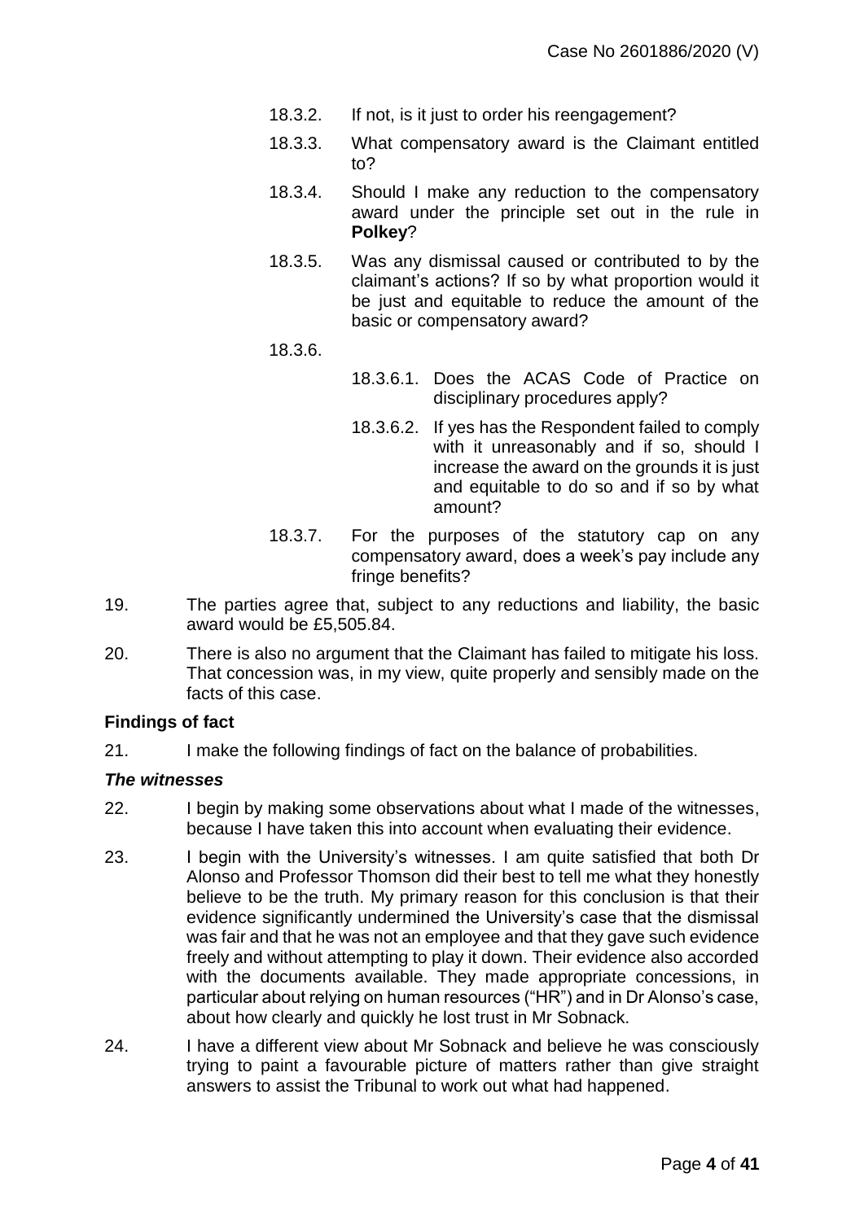18.3.2. If not, is it just to order his reengagement?

18.3.3. What compensatory award is the Claimant entitled to?

18.3.4. Should I make any reduction to the compensatory award under the principle set out in the rule in **Polkey**?

18.3.5. Was any dismissal caused or contributed to by the claimant's actions? If so by what proportion would it be just and equitable to reduce the amount of the basic or compensatory award?

18.3.6.

18.3.6.1. Does the ACAS Code of Practice on disciplinary procedures apply?

18.3.6.2. If yes has the Respondent failed to comply with it unreasonably and if so, should I increase the award on the grounds it is just and equitable to do so and if so by what amount?

18.3.7. For the purposes of the statutory cap on any compensatory award, does a week's pay include any fringe benefits?

19. The parties agree that, subject to any reductions and liability, the basic award would be £5,505.84.

20. There is also no argument that the Claimant has failed to mitigate his loss. That concession was, in my view, quite properly and sensibly made on the facts of this case.

## Findings of fact

21. I make the following findings of fact on the balance of probabilities.

### *The witnesses*

22. I begin by making some observations about what I made of the witnesses, because I have taken this into account when evaluating their evidence.

23. I begin with the University's witnesses. I am quite satisfied that both Dr Alonso and Professor Thomson did their best to tell me what they honestly believe to be the truth. My primary reason for this conclusion is that their evidence significantly undermined the University's case that the dismissal was fair and that he was not an employee and that they gave such evidence freely and without attempting to play it down. Their evidence also accorded with the documents available. They made appropriate concessions, in particular about relying on human resources ("HR") and in Dr Alonso's case, about how clearly and quickly he lost trust in Mr Sobnack.

24. I have a different view about Mr Sobnack and believe he was consciously trying to paint a favourable picture of matters rather than give straight answers to assist the Tribunal to work out what had happened.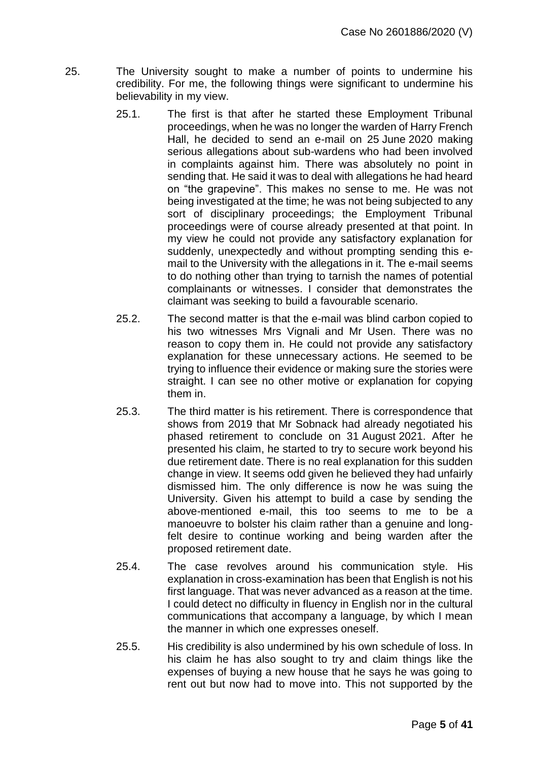25. The University sought to make a number of points to undermine his credibility. For me, the following things were significant to undermine his believability in my view.

    25.1. The first is that after he started these Employment Tribunal proceedings, when he was no longer the warden of Harry French Hall, he decided to send an e-mail on 25 June 2020 making serious allegations about sub-wardens who had been involved in complaints against him. There was absolutely no point in sending that. He said it was to deal with allegations he had heard on "the grapevine". This makes no sense to me. He was not being investigated at the time; he was not being subjected to any sort of disciplinary proceedings; the Employment Tribunal proceedings were of course already presented at that point. In my view he could not provide any satisfactory explanation for suddenly, unexpectedly and without prompting sending this e-mail to the University with the allegations in it. The e-mail seems to do nothing other than trying to tarnish the names of potential complainants or witnesses. I consider that demonstrates the claimant was seeking to build a favourable scenario.

    25.2. The second matter is that the e-mail was blind carbon copied to his two witnesses Mrs Vignali and Mr Usen. There was no reason to copy them in. He could not provide any satisfactory explanation for these unnecessary actions. He seemed to be trying to influence their evidence or making sure the stories were straight. I can see no other motive or explanation for copying them in.

    25.3. The third matter is his retirement. There is correspondence that shows from 2019 that Mr Sobnack had already negotiated his phased retirement to conclude on 31 August 2021. After he presented his claim, he started to try to secure work beyond his due retirement date. There is no real explanation for this sudden change in view. It seems odd given he believed they had unfairly dismissed him. The only difference is now he was suing the University. Given his attempt to build a case by sending the above-mentioned e-mail, this too seems to me to be a manoeuvre to bolster his claim rather than a genuine and long-felt desire to continue working and being warden after the proposed retirement date.

    25.4. The case revolves around his communication style. His explanation in cross-examination has been that English is not his first language. That was never advanced as a reason at the time. I could detect no difficulty in fluency in English nor in the cultural communications that accompany a language, by which I mean the manner in which one expresses oneself.

    25.5. His credibility is also undermined by his own schedule of loss. In his claim he has also sought to try and claim things like the expenses of buying a new house that he says he was going to rent out but now had to move into. This not supported by the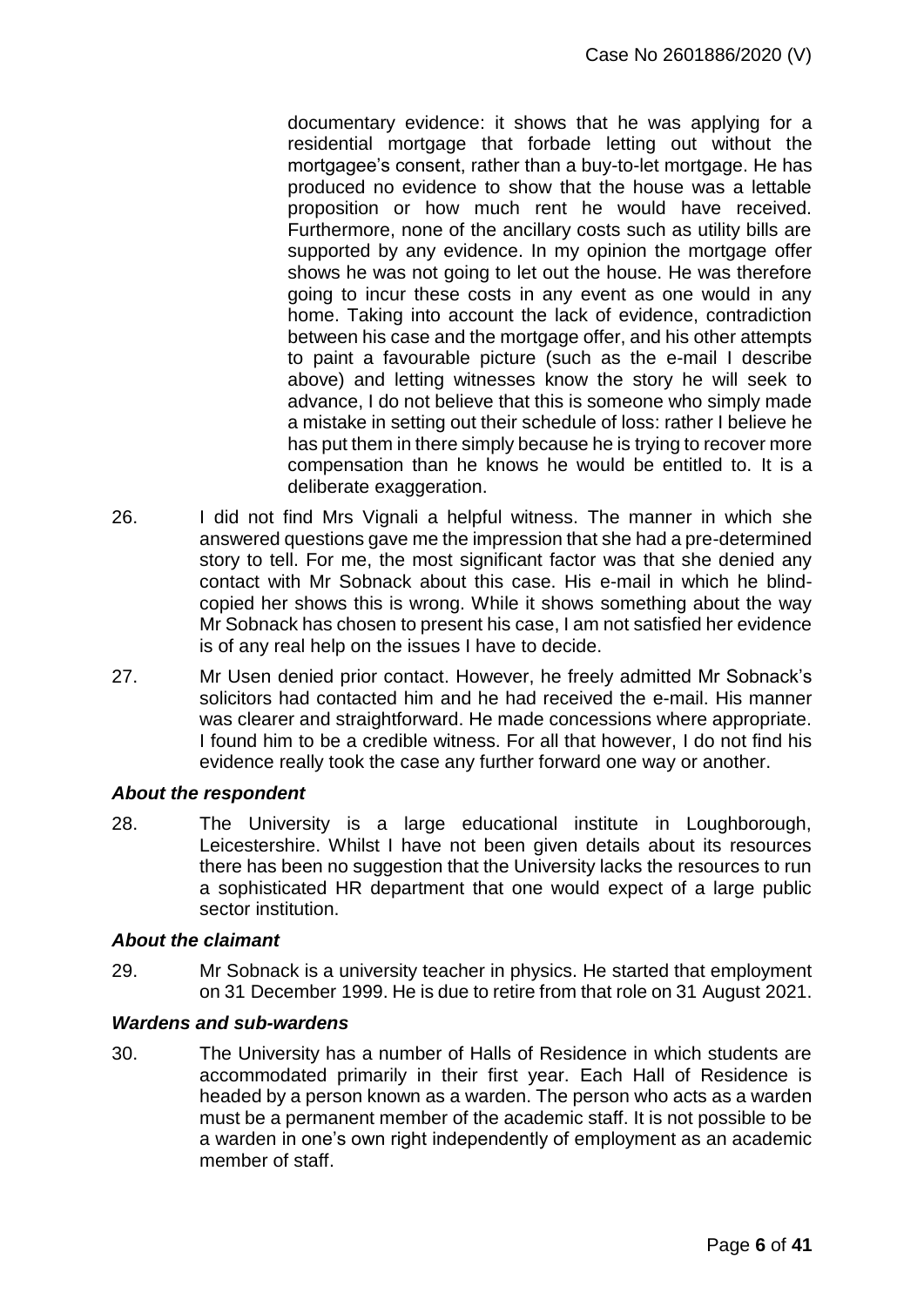documentary evidence: it shows that he was applying for a residential mortgage that forbade letting out without the mortgagee's consent, rather than a buy-to-let mortgage. He has produced no evidence to show that the house was a lettable proposition or how much rent he would have received. Furthermore, none of the ancillary costs such as utility bills are supported by any evidence. In my opinion the mortgage offer shows he was not going to let out the house. He was therefore going to incur these costs in any event as one would in any home. Taking into account the lack of evidence, contradiction between his case and the mortgage offer, and his other attempts to paint a favourable picture (such as the e-mail I describe above) and letting witnesses know the story he will seek to advance, I do not believe that this is someone who simply made a mistake in setting out their schedule of loss: rather I believe he has put them in there simply because he is trying to recover more compensation than he knows he would be entitled to. It is a deliberate exaggeration.

26. I did not find Mrs Vignali a helpful witness. The manner in which she answered questions gave me the impression that she had a pre-determined story to tell. For me, the most significant factor was that she denied any contact with Mr Sobnack about this case. His e-mail in which he blind-copied her shows this is wrong. While it shows something about the way Mr Sobnack has chosen to present his case, I am not satisfied her evidence is of any real help on the issues I have to decide.

27. Mr Usen denied prior contact. However, he freely admitted Mr Sobnack's solicitors had contacted him and he had received the e-mail. His manner was clearer and straightforward. He made concessions where appropriate. I found him to be a credible witness. For all that however, I do not find his evidence really took the case any further forward one way or another.

### *About the respondent*

28. The University is a large educational institute in Loughborough, Leicestershire. Whilst I have not been given details about its resources there has been no suggestion that the University lacks the resources to run a sophisticated HR department that one would expect of a large public sector institution.

### *About the claimant*

29. Mr Sobnack is a university teacher in physics. He started that employment on 31 December 1999. He is due to retire from that role on 31 August 2021.

### *Wardens and sub-wardens*

30. The University has a number of Halls of Residence in which students are accommodated primarily in their first year. Each Hall of Residence is headed by a person known as a warden. The person who acts as a warden must be a permanent member of the academic staff. It is not possible to be a warden in one's own right independently of employment as an academic member of staff.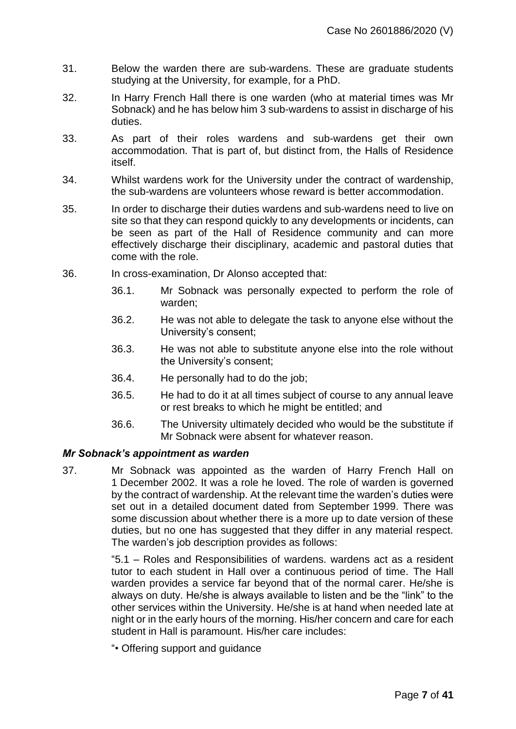31. Below the warden there are sub-wardens. These are graduate students studying at the University, for example, for a PhD.

32. In Harry French Hall there is one warden (who at material times was Mr Sobnack) and he has below him 3 sub-wardens to assist in discharge of his duties.

33. As part of their roles wardens and sub-wardens get their own accommodation. That is part of, but distinct from, the Halls of Residence itself.

34. Whilst wardens work for the University under the contract of wardenship, the sub-wardens are volunteers whose reward is better accommodation.

35. In order to discharge their duties wardens and sub-wardens need to live on site so that they can respond quickly to any developments or incidents, can be seen as part of the Hall of Residence community and can more effectively discharge their disciplinary, academic and pastoral duties that come with the role.

36. In cross-examination, Dr Alonso accepted that:

    36.1. Mr Sobnack was personally expected to perform the role of warden;

    36.2. He was not able to delegate the task to anyone else without the University's consent;

    36.3. He was not able to substitute anyone else into the role without the University's consent;

    36.4. He personally had to do the job;

    36.5. He had to do it at all times subject of course to any annual leave or rest breaks to which he might be entitled; and

    36.6. The University ultimately decided who would be the substitute if Mr Sobnack were absent for whatever reason.

***Mr Sobnack's appointment as warden***

37. Mr Sobnack was appointed as the warden of Harry French Hall on 1 December 2002. It was a role he loved. The role of warden is governed by the contract of wardenship. At the relevant time the warden's duties were set out in a detailed document dated from September 1999. There was some discussion about whether there is a more up to date version of these duties, but no one has suggested that they differ in any material respect. The warden's job description provides as follows:

    "5.1 – Roles and Responsibilities of wardens. wardens act as a resident tutor to each student in Hall over a continuous period of time. The Hall warden provides a service far beyond that of the normal carer. He/she is always on duty. He/she is always available to listen and be the "link" to the other services within the University. He/she is at hand when needed late at night or in the early hours of the morning. His/her concern and care for each student in Hall is paramount. His/her care includes:

    "• Offering support and guidance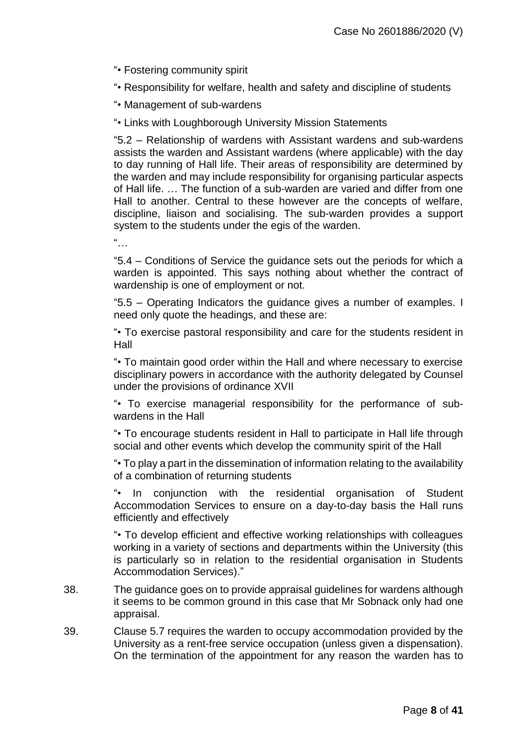"• Fostering community spirit

"• Responsibility for welfare, health and safety and discipline of students

"• Management of sub-wardens

"• Links with Loughborough University Mission Statements

"5.2 – Relationship of wardens with Assistant wardens and sub-wardens assists the warden and Assistant wardens (where applicable) with the day to day running of Hall life. Their areas of responsibility are determined by the warden and may include responsibility for organising particular aspects of Hall life. … The function of a sub-warden are varied and differ from one Hall to another. Central to these however are the concepts of welfare, discipline, liaison and socialising. The sub-warden provides a support system to the students under the egis of the warden.

"…

"5.4 – Conditions of Service the guidance sets out the periods for which a warden is appointed. This says nothing about whether the contract of wardenship is one of employment or not.

"5.5 – Operating Indicators the guidance gives a number of examples. I need only quote the headings, and these are:

"• To exercise pastoral responsibility and care for the students resident in Hall

"• To maintain good order within the Hall and where necessary to exercise disciplinary powers in accordance with the authority delegated by Counsel under the provisions of ordinance XVII

"• To exercise managerial responsibility for the performance of sub-wardens in the Hall

"• To encourage students resident in Hall to participate in Hall life through social and other events which develop the community spirit of the Hall

"• To play a part in the dissemination of information relating to the availability of a combination of returning students

"• In conjunction with the residential organisation of Student Accommodation Services to ensure on a day-to-day basis the Hall runs efficiently and effectively

"• To develop efficient and effective working relationships with colleagues working in a variety of sections and departments within the University (this is particularly so in relation to the residential organisation in Students Accommodation Services)."

38. The guidance goes on to provide appraisal guidelines for wardens although it seems to be common ground in this case that Mr Sobnack only had one appraisal.

39. Clause 5.7 requires the warden to occupy accommodation provided by the University as a rent-free service occupation (unless given a dispensation). On the termination of the appointment for any reason the warden has to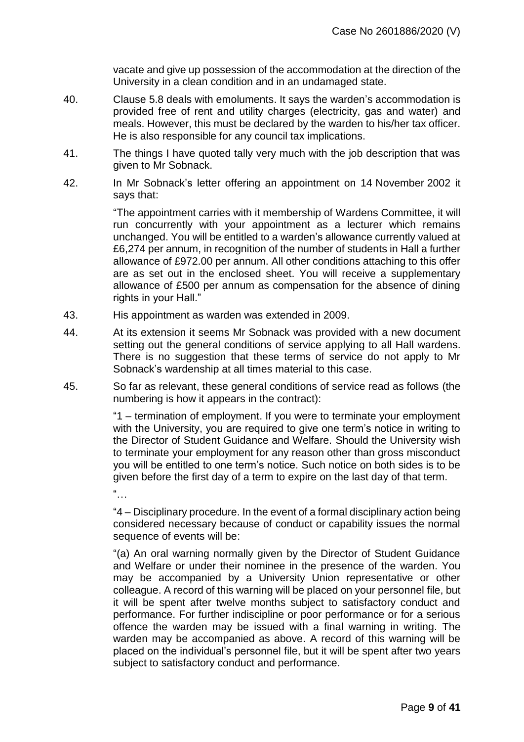vacate and give up possession of the accommodation at the direction of the University in a clean condition and in an undamaged state.

40. Clause 5.8 deals with emoluments. It says the warden's accommodation is provided free of rent and utility charges (electricity, gas and water) and meals. However, this must be declared by the warden to his/her tax officer. He is also responsible for any council tax implications.

41. The things I have quoted tally very much with the job description that was given to Mr Sobnack.

42. In Mr Sobnack's letter offering an appointment on 14 November 2002 it says that:

> "The appointment carries with it membership of Wardens Committee, it will run concurrently with your appointment as a lecturer which remains unchanged. You will be entitled to a warden's allowance currently valued at £6,274 per annum, in recognition of the number of students in Hall a further allowance of £972.00 per annum. All other conditions attaching to this offer are as set out in the enclosed sheet. You will receive a supplementary allowance of £500 per annum as compensation for the absence of dining rights in your Hall."

43. His appointment as warden was extended in 2009.

44. At its extension it seems Mr Sobnack was provided with a new document setting out the general conditions of service applying to all Hall wardens. There is no suggestion that these terms of service do not apply to Mr Sobnack's wardenship at all times material to this case.

45. So far as relevant, these general conditions of service read as follows (the numbering is how it appears in the contract):

> "1 – termination of employment. If you were to terminate your employment with the University, you are required to give one term's notice in writing to the Director of Student Guidance and Welfare. Should the University wish to terminate your employment for any reason other than gross misconduct you will be entitled to one term's notice. Such notice on both sides is to be given before the first day of a term to expire on the last day of that term.
>
> "…
>
> "4 – Disciplinary procedure. In the event of a formal disciplinary action being considered necessary because of conduct or capability issues the normal sequence of events will be:
>
> "(a) An oral warning normally given by the Director of Student Guidance and Welfare or under their nominee in the presence of the warden. You may be accompanied by a University Union representative or other colleague. A record of this warning will be placed on your personnel file, but it will be spent after twelve months subject to satisfactory conduct and performance. For further indiscipline or poor performance or for a serious offence the warden may be issued with a final warning in writing. The warden may be accompanied as above. A record of this warning will be placed on the individual's personnel file, but it will be spent after two years subject to satisfactory conduct and performance.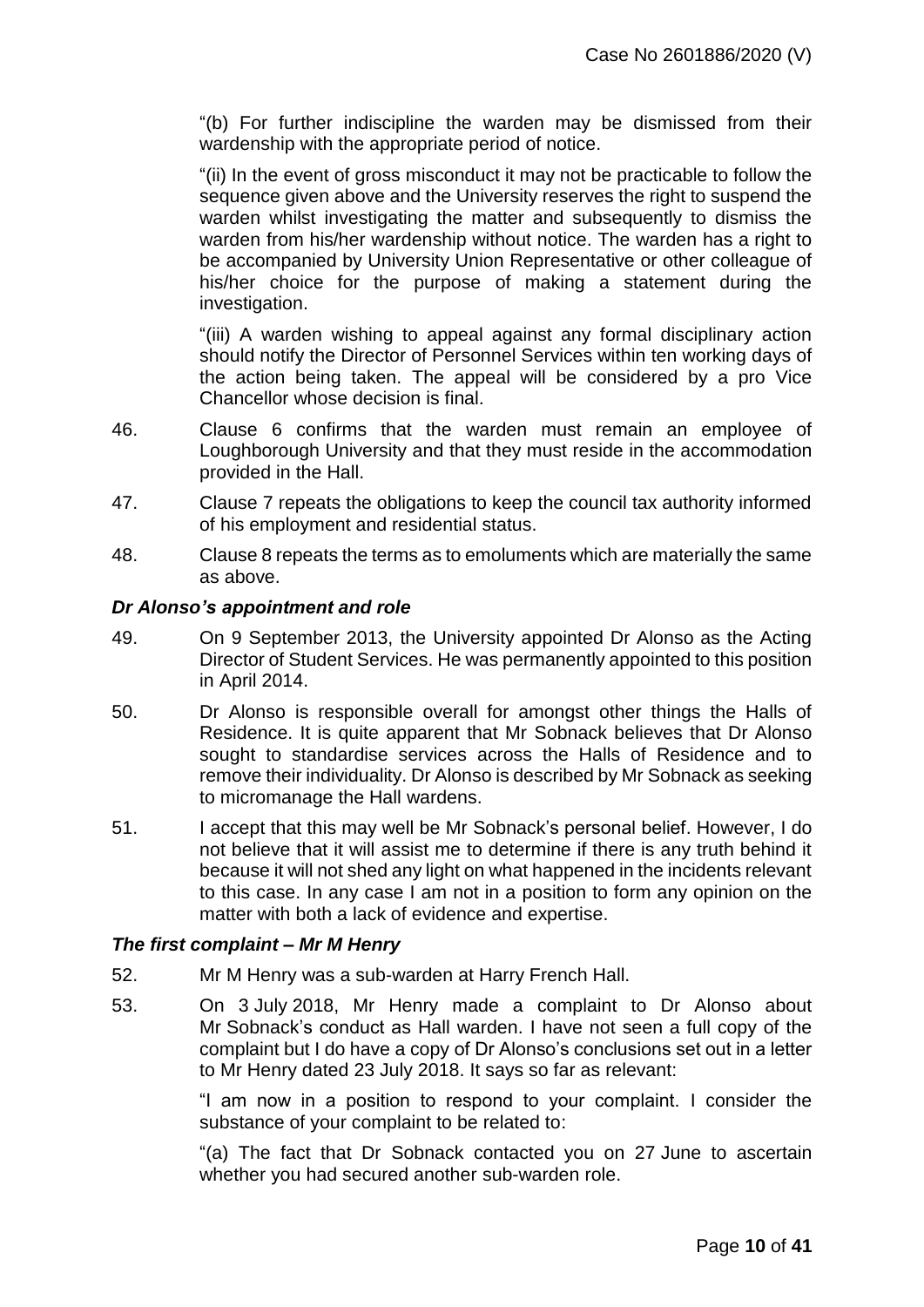"(b) For further indiscipline the warden may be dismissed from their wardenship with the appropriate period of notice.

"(ii) In the event of gross misconduct it may not be practicable to follow the sequence given above and the University reserves the right to suspend the warden whilst investigating the matter and subsequently to dismiss the warden from his/her wardenship without notice. The warden has a right to be accompanied by University Union Representative or other colleague of his/her choice for the purpose of making a statement during the investigation.

"(iii) A warden wishing to appeal against any formal disciplinary action should notify the Director of Personnel Services within ten working days of the action being taken. The appeal will be considered by a pro Vice Chancellor whose decision is final.

46. Clause 6 confirms that the warden must remain an employee of Loughborough University and that they must reside in the accommodation provided in the Hall.

47. Clause 7 repeats the obligations to keep the council tax authority informed of his employment and residential status.

48. Clause 8 repeats the terms as to emoluments which are materially the same as above.

### *Dr Alonso's appointment and role*

49. On 9 September 2013, the University appointed Dr Alonso as the Acting Director of Student Services. He was permanently appointed to this position in April 2014.

50. Dr Alonso is responsible overall for amongst other things the Halls of Residence. It is quite apparent that Mr Sobnack believes that Dr Alonso sought to standardise services across the Halls of Residence and to remove their individuality. Dr Alonso is described by Mr Sobnack as seeking to micromanage the Hall wardens.

51. I accept that this may well be Mr Sobnack's personal belief. However, I do not believe that it will assist me to determine if there is any truth behind it because it will not shed any light on what happened in the incidents relevant to this case. In any case I am not in a position to form any opinion on the matter with both a lack of evidence and expertise.

### *The first complaint – Mr M Henry*

52. Mr M Henry was a sub-warden at Harry French Hall.

53. On 3 July 2018, Mr Henry made a complaint to Dr Alonso about Mr Sobnack's conduct as Hall warden. I have not seen a full copy of the complaint but I do have a copy of Dr Alonso's conclusions set out in a letter to Mr Henry dated 23 July 2018. It says so far as relevant:

"I am now in a position to respond to your complaint. I consider the substance of your complaint to be related to:

"(a) The fact that Dr Sobnack contacted you on 27 June to ascertain whether you had secured another sub-warden role.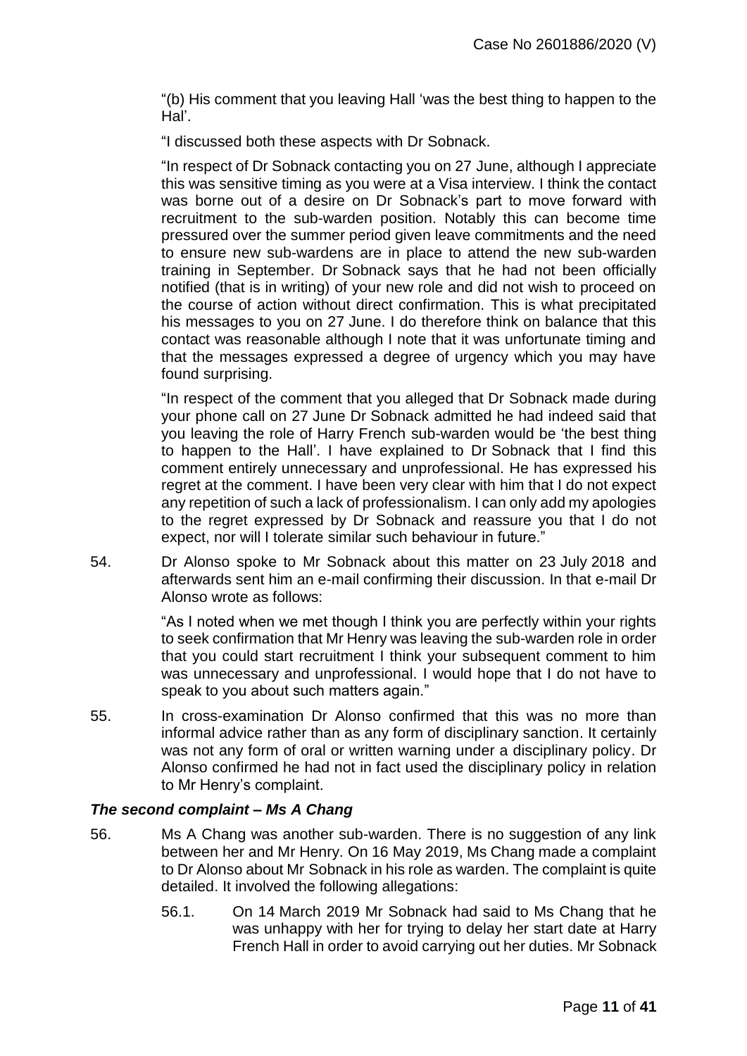"(b) His comment that you leaving Hall 'was the best thing to happen to the Hal'.

"I discussed both these aspects with Dr Sobnack.

"In respect of Dr Sobnack contacting you on 27 June, although I appreciate this was sensitive timing as you were at a Visa interview. I think the contact was borne out of a desire on Dr Sobnack's part to move forward with recruitment to the sub-warden position. Notably this can become time pressured over the summer period given leave commitments and the need to ensure new sub-wardens are in place to attend the new sub-warden training in September. Dr Sobnack says that he had not been officially notified (that is in writing) of your new role and did not wish to proceed on the course of action without direct confirmation. This is what precipitated his messages to you on 27 June. I do therefore think on balance that this contact was reasonable although I note that it was unfortunate timing and that the messages expressed a degree of urgency which you may have found surprising.

"In respect of the comment that you alleged that Dr Sobnack made during your phone call on 27 June Dr Sobnack admitted he had indeed said that you leaving the role of Harry French sub-warden would be 'the best thing to happen to the Hall'. I have explained to Dr Sobnack that I find this comment entirely unnecessary and unprofessional. He has expressed his regret at the comment. I have been very clear with him that I do not expect any repetition of such a lack of professionalism. I can only add my apologies to the regret expressed by Dr Sobnack and reassure you that I do not expect, nor will I tolerate similar such behaviour in future."

54. Dr Alonso spoke to Mr Sobnack about this matter on 23 July 2018 and afterwards sent him an e-mail confirming their discussion. In that e-mail Dr Alonso wrote as follows:

"As I noted when we met though I think you are perfectly within your rights to seek confirmation that Mr Henry was leaving the sub-warden role in order that you could start recruitment I think your subsequent comment to him was unnecessary and unprofessional. I would hope that I do not have to speak to you about such matters again."

55. In cross-examination Dr Alonso confirmed that this was no more than informal advice rather than as any form of disciplinary sanction. It certainly was not any form of oral or written warning under a disciplinary policy. Dr Alonso confirmed he had not in fact used the disciplinary policy in relation to Mr Henry's complaint.

### *The second complaint – Ms A Chang*

56. Ms A Chang was another sub-warden. There is no suggestion of any link between her and Mr Henry. On 16 May 2019, Ms Chang made a complaint to Dr Alonso about Mr Sobnack in his role as warden. The complaint is quite detailed. It involved the following allegations:

56.1. On 14 March 2019 Mr Sobnack had said to Ms Chang that he was unhappy with her for trying to delay her start date at Harry French Hall in order to avoid carrying out her duties. Mr Sobnack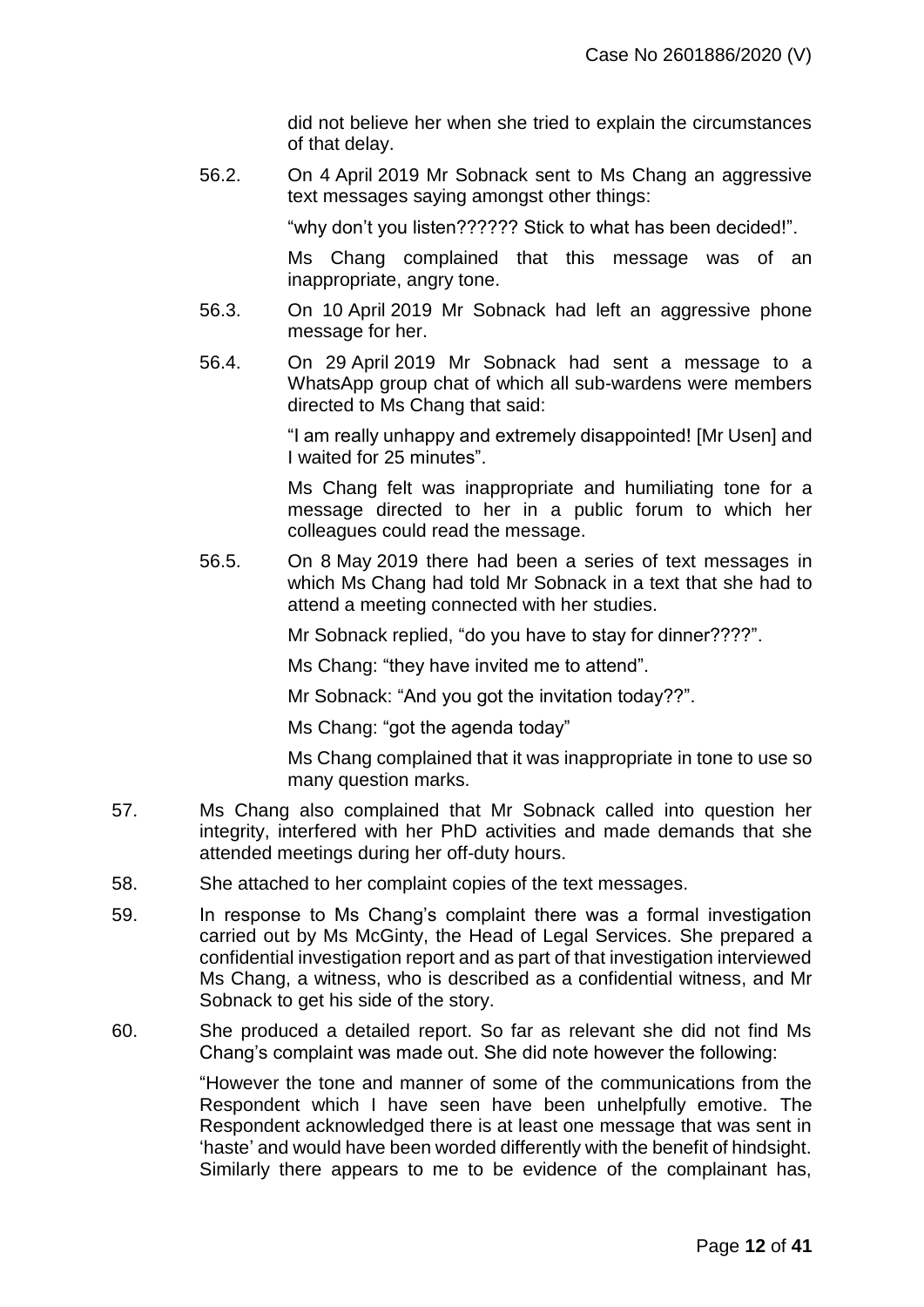did not believe her when she tried to explain the circumstances of that delay.

56.2. On 4 April 2019 Mr Sobnack sent to Ms Chang an aggressive text messages saying amongst other things:

"why don't you listen?????? Stick to what has been decided!".

Ms Chang complained that this message was of an inappropriate, angry tone.

56.3. On 10 April 2019 Mr Sobnack had left an aggressive phone message for her.

56.4. On 29 April 2019 Mr Sobnack had sent a message to a WhatsApp group chat of which all sub-wardens were members directed to Ms Chang that said:

"I am really unhappy and extremely disappointed! [Mr Usen] and I waited for 25 minutes".

Ms Chang felt was inappropriate and humiliating tone for a message directed to her in a public forum to which her colleagues could read the message.

56.5. On 8 May 2019 there had been a series of text messages in which Ms Chang had told Mr Sobnack in a text that she had to attend a meeting connected with her studies.

Mr Sobnack replied, "do you have to stay for dinner????".

Ms Chang: "they have invited me to attend".

Mr Sobnack: "And you got the invitation today??".

Ms Chang: "got the agenda today"

Ms Chang complained that it was inappropriate in tone to use so many question marks.

57. Ms Chang also complained that Mr Sobnack called into question her integrity, interfered with her PhD activities and made demands that she attended meetings during her off-duty hours.

58. She attached to her complaint copies of the text messages.

59. In response to Ms Chang's complaint there was a formal investigation carried out by Ms McGinty, the Head of Legal Services. She prepared a confidential investigation report and as part of that investigation interviewed Ms Chang, a witness, who is described as a confidential witness, and Mr Sobnack to get his side of the story.

60. She produced a detailed report. So far as relevant she did not find Ms Chang's complaint was made out. She did note however the following:

"However the tone and manner of some of the communications from the Respondent which I have seen have been unhelpfully emotive. The Respondent acknowledged there is at least one message that was sent in 'haste' and would have been worded differently with the benefit of hindsight. Similarly there appears to me to be evidence of the complainant has,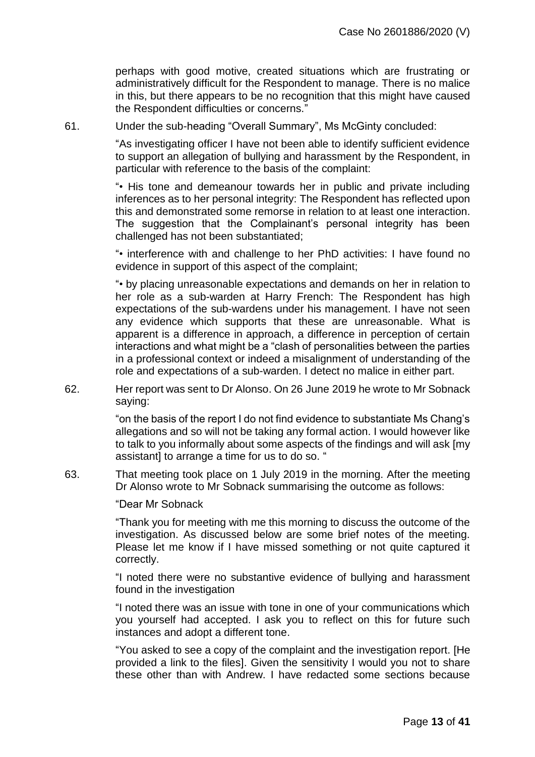perhaps with good motive, created situations which are frustrating or administratively difficult for the Respondent to manage. There is no malice in this, but there appears to be no recognition that this might have caused the Respondent difficulties or concerns."

61. Under the sub-heading "Overall Summary", Ms McGinty concluded:

"As investigating officer I have not been able to identify sufficient evidence to support an allegation of bullying and harassment by the Respondent, in particular with reference to the basis of the complaint:

"• His tone and demeanour towards her in public and private including inferences as to her personal integrity: The Respondent has reflected upon this and demonstrated some remorse in relation to at least one interaction. The suggestion that the Complainant's personal integrity has been challenged has not been substantiated;

"• interference with and challenge to her PhD activities: I have found no evidence in support of this aspect of the complaint;

"• by placing unreasonable expectations and demands on her in relation to her role as a sub-warden at Harry French: The Respondent has high expectations of the sub-wardens under his management. I have not seen any evidence which supports that these are unreasonable. What is apparent is a difference in approach, a difference in perception of certain interactions and what might be a "clash of personalities between the parties in a professional context or indeed a misalignment of understanding of the role and expectations of a sub-warden. I detect no malice in either part.

62. Her report was sent to Dr Alonso. On 26 June 2019 he wrote to Mr Sobnack saying:

"on the basis of the report I do not find evidence to substantiate Ms Chang's allegations and so will not be taking any formal action. I would however like to talk to you informally about some aspects of the findings and will ask [my assistant] to arrange a time for us to do so. "

63. That meeting took place on 1 July 2019 in the morning. After the meeting Dr Alonso wrote to Mr Sobnack summarising the outcome as follows:

"Dear Mr Sobnack

"Thank you for meeting with me this morning to discuss the outcome of the investigation. As discussed below are some brief notes of the meeting. Please let me know if I have missed something or not quite captured it correctly.

"I noted there were no substantive evidence of bullying and harassment found in the investigation

"I noted there was an issue with tone in one of your communications which you yourself had accepted. I ask you to reflect on this for future such instances and adopt a different tone.

"You asked to see a copy of the complaint and the investigation report. [He provided a link to the files]. Given the sensitivity I would you not to share these other than with Andrew. I have redacted some sections because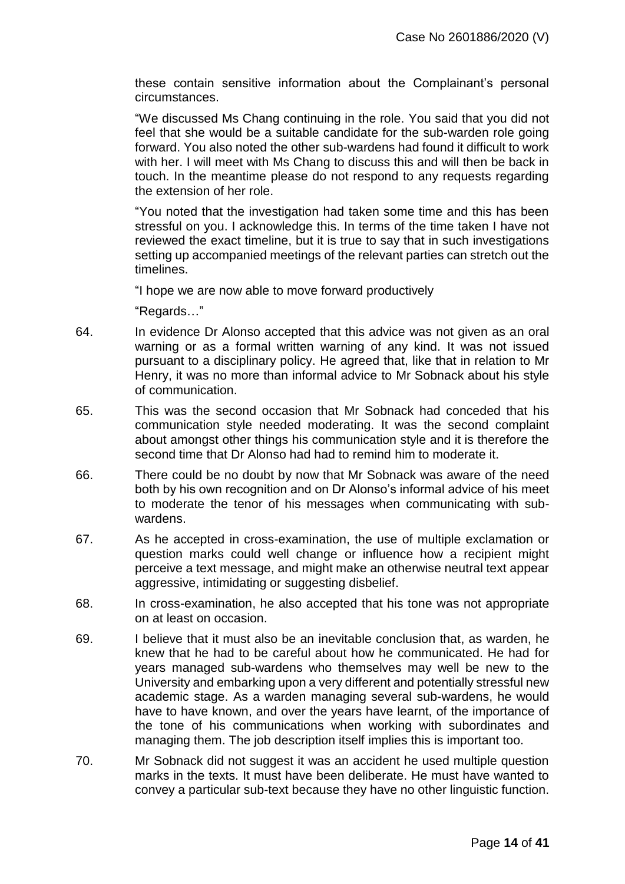these contain sensitive information about the Complainant's personal circumstances.

"We discussed Ms Chang continuing in the role. You said that you did not feel that she would be a suitable candidate for the sub-warden role going forward. You also noted the other sub-wardens had found it difficult to work with her. I will meet with Ms Chang to discuss this and will then be back in touch. In the meantime please do not respond to any requests regarding the extension of her role.

"You noted that the investigation had taken some time and this has been stressful on you. I acknowledge this. In terms of the time taken I have not reviewed the exact timeline, but it is true to say that in such investigations setting up accompanied meetings of the relevant parties can stretch out the timelines.

"I hope we are now able to move forward productively

"Regards…"

64. In evidence Dr Alonso accepted that this advice was not given as an oral warning or as a formal written warning of any kind. It was not issued pursuant to a disciplinary policy. He agreed that, like that in relation to Mr Henry, it was no more than informal advice to Mr Sobnack about his style of communication.

65. This was the second occasion that Mr Sobnack had conceded that his communication style needed moderating. It was the second complaint about amongst other things his communication style and it is therefore the second time that Dr Alonso had had to remind him to moderate it.

66. There could be no doubt by now that Mr Sobnack was aware of the need both by his own recognition and on Dr Alonso's informal advice of his meet to moderate the tenor of his messages when communicating with sub-wardens.

67. As he accepted in cross-examination, the use of multiple exclamation or question marks could well change or influence how a recipient might perceive a text message, and might make an otherwise neutral text appear aggressive, intimidating or suggesting disbelief.

68. In cross-examination, he also accepted that his tone was not appropriate on at least on occasion.

69. I believe that it must also be an inevitable conclusion that, as warden, he knew that he had to be careful about how he communicated. He had for years managed sub-wardens who themselves may well be new to the University and embarking upon a very different and potentially stressful new academic stage. As a warden managing several sub-wardens, he would have to have known, and over the years have learnt, of the importance of the tone of his communications when working with subordinates and managing them. The job description itself implies this is important too.

70. Mr Sobnack did not suggest it was an accident he used multiple question marks in the texts. It must have been deliberate. He must have wanted to convey a particular sub-text because they have no other linguistic function.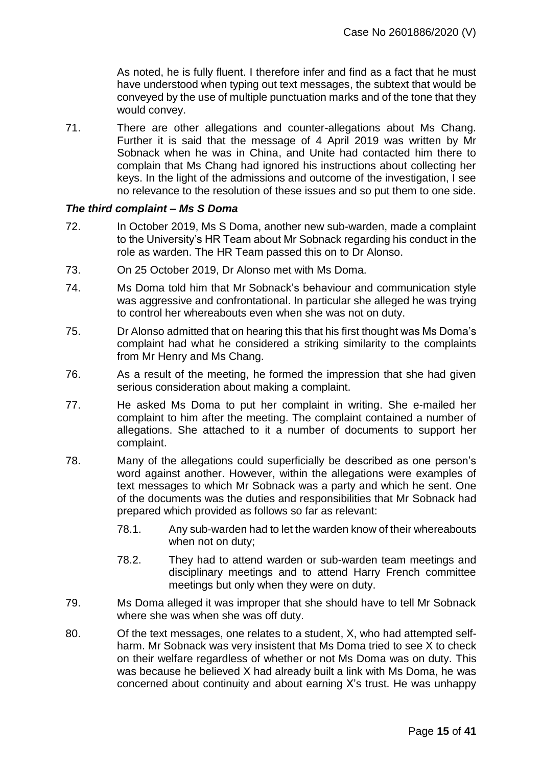As noted, he is fully fluent. I therefore infer and find as a fact that he must have understood when typing out text messages, the subtext that would be conveyed by the use of multiple punctuation marks and of the tone that they would convey.

71. There are other allegations and counter-allegations about Ms Chang. Further it is said that the message of 4 April 2019 was written by Mr Sobnack when he was in China, and Unite had contacted him there to complain that Ms Chang had ignored his instructions about collecting her keys. In the light of the admissions and outcome of the investigation, I see no relevance to the resolution of these issues and so put them to one side.

### *The third complaint – Ms S Doma*

72. In October 2019, Ms S Doma, another new sub-warden, made a complaint to the University's HR Team about Mr Sobnack regarding his conduct in the role as warden. The HR Team passed this on to Dr Alonso.

73. On 25 October 2019, Dr Alonso met with Ms Doma.

74. Ms Doma told him that Mr Sobnack's behaviour and communication style was aggressive and confrontational. In particular she alleged he was trying to control her whereabouts even when she was not on duty.

75. Dr Alonso admitted that on hearing this that his first thought was Ms Doma's complaint had what he considered a striking similarity to the complaints from Mr Henry and Ms Chang.

76. As a result of the meeting, he formed the impression that she had given serious consideration about making a complaint.

77. He asked Ms Doma to put her complaint in writing. She e-mailed her complaint to him after the meeting. The complaint contained a number of allegations. She attached to it a number of documents to support her complaint.

78. Many of the allegations could superficially be described as one person's word against another. However, within the allegations were examples of text messages to which Mr Sobnack was a party and which he sent. One of the documents was the duties and responsibilities that Mr Sobnack had prepared which provided as follows so far as relevant:

    78.1. Any sub-warden had to let the warden know of their whereabouts when not on duty;

    78.2. They had to attend warden or sub-warden team meetings and disciplinary meetings and to attend Harry French committee meetings but only when they were on duty.

79. Ms Doma alleged it was improper that she should have to tell Mr Sobnack where she was when she was off duty.

80. Of the text messages, one relates to a student, X, who had attempted self-harm. Mr Sobnack was very insistent that Ms Doma tried to see X to check on their welfare regardless of whether or not Ms Doma was on duty. This was because he believed X had already built a link with Ms Doma, he was concerned about continuity and about earning X's trust. He was unhappy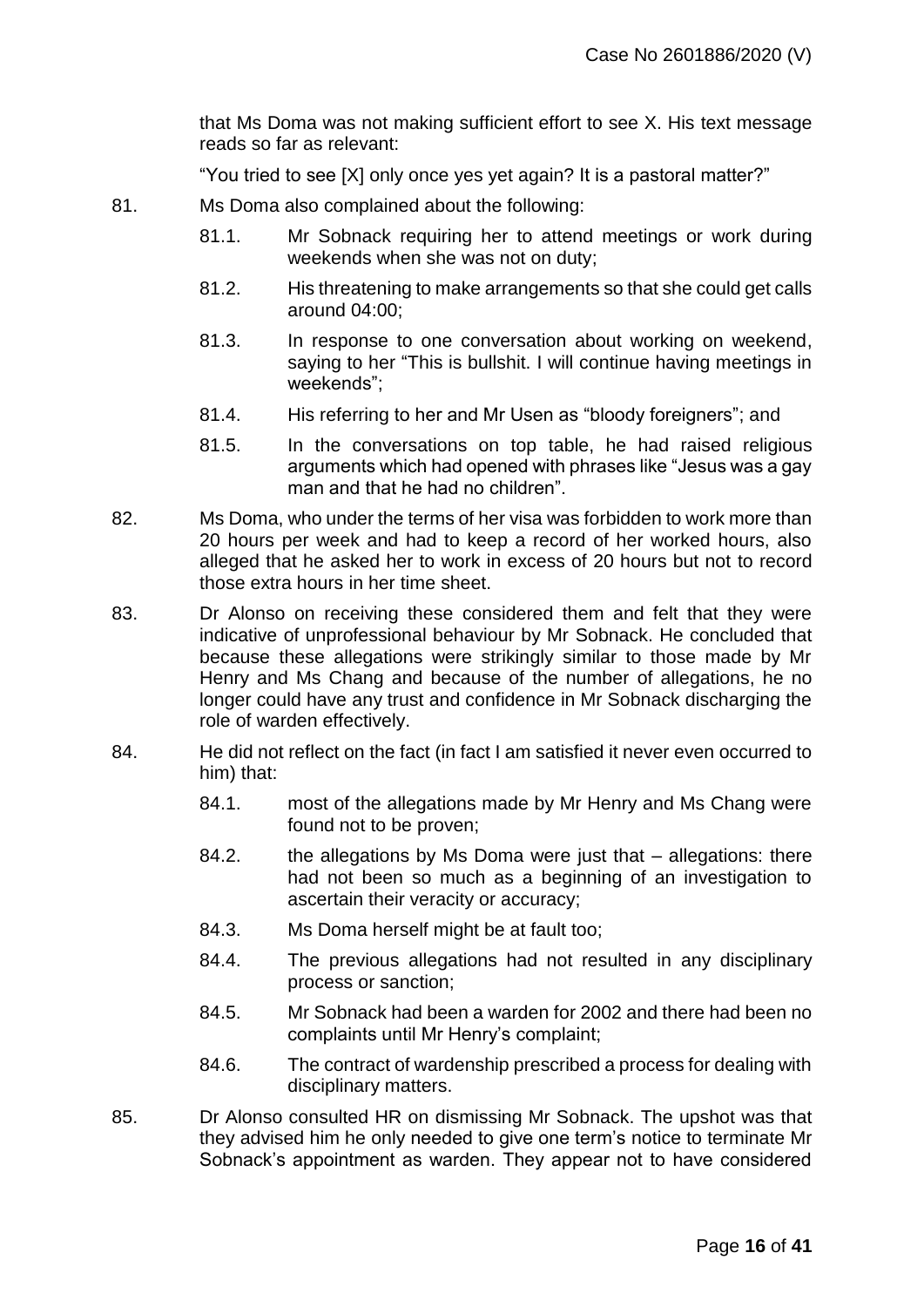that Ms Doma was not making sufficient effort to see X. His text message reads so far as relevant:

"You tried to see [X] only once yes yet again? It is a pastoral matter?"

81. Ms Doma also complained about the following:

   81.1. Mr Sobnack requiring her to attend meetings or work during weekends when she was not on duty;

   81.2. His threatening to make arrangements so that she could get calls around 04:00;

   81.3. In response to one conversation about working on weekend, saying to her "This is bullshit. I will continue having meetings in weekends";

   81.4. His referring to her and Mr Usen as "bloody foreigners"; and

   81.5. In the conversations on top table, he had raised religious arguments which had opened with phrases like "Jesus was a gay man and that he had no children".

82. Ms Doma, who under the terms of her visa was forbidden to work more than 20 hours per week and had to keep a record of her worked hours, also alleged that he asked her to work in excess of 20 hours but not to record those extra hours in her time sheet.

83. Dr Alonso on receiving these considered them and felt that they were indicative of unprofessional behaviour by Mr Sobnack. He concluded that because these allegations were strikingly similar to those made by Mr Henry and Ms Chang and because of the number of allegations, he no longer could have any trust and confidence in Mr Sobnack discharging the role of warden effectively.

84. He did not reflect on the fact (in fact I am satisfied it never even occurred to him) that:

   84.1. most of the allegations made by Mr Henry and Ms Chang were found not to be proven;

   84.2. the allegations by Ms Doma were just that – allegations: there had not been so much as a beginning of an investigation to ascertain their veracity or accuracy;

   84.3. Ms Doma herself might be at fault too;

   84.4. The previous allegations had not resulted in any disciplinary process or sanction;

   84.5. Mr Sobnack had been a warden for 2002 and there had been no complaints until Mr Henry's complaint;

   84.6. The contract of wardenship prescribed a process for dealing with disciplinary matters.

85. Dr Alonso consulted HR on dismissing Mr Sobnack. The upshot was that they advised him he only needed to give one term's notice to terminate Mr Sobnack's appointment as warden. They appear not to have considered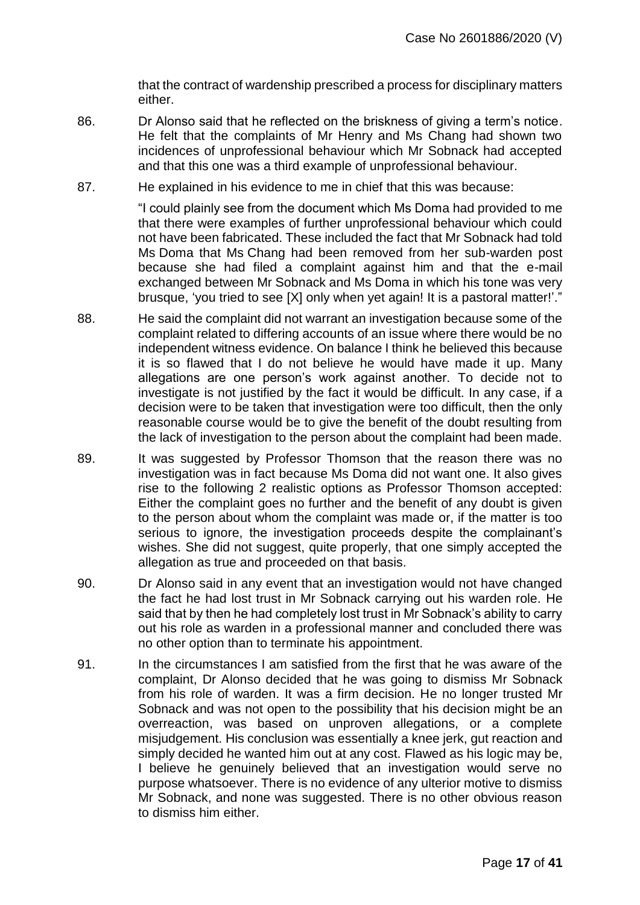that the contract of wardenship prescribed a process for disciplinary matters either.

86. Dr Alonso said that he reflected on the briskness of giving a term's notice. He felt that the complaints of Mr Henry and Ms Chang had shown two incidences of unprofessional behaviour which Mr Sobnack had accepted and that this one was a third example of unprofessional behaviour.

87. He explained in his evidence to me in chief that this was because:

    "I could plainly see from the document which Ms Doma had provided to me that there were examples of further unprofessional behaviour which could not have been fabricated. These included the fact that Mr Sobnack had told Ms Doma that Ms Chang had been removed from her sub-warden post because she had filed a complaint against him and that the e-mail exchanged between Mr Sobnack and Ms Doma in which his tone was very brusque, 'you tried to see [X] only when yet again! It is a pastoral matter!'."

88. He said the complaint did not warrant an investigation because some of the complaint related to differing accounts of an issue where there would be no independent witness evidence. On balance I think he believed this because it is so flawed that I do not believe he would have made it up. Many allegations are one person's work against another. To decide not to investigate is not justified by the fact it would be difficult. In any case, if a decision were to be taken that investigation were too difficult, then the only reasonable course would be to give the benefit of the doubt resulting from the lack of investigation to the person about the complaint had been made.

89. It was suggested by Professor Thomson that the reason there was no investigation was in fact because Ms Doma did not want one. It also gives rise to the following 2 realistic options as Professor Thomson accepted: Either the complaint goes no further and the benefit of any doubt is given to the person about whom the complaint was made or, if the matter is too serious to ignore, the investigation proceeds despite the complainant's wishes. She did not suggest, quite properly, that one simply accepted the allegation as true and proceeded on that basis.

90. Dr Alonso said in any event that an investigation would not have changed the fact he had lost trust in Mr Sobnack carrying out his warden role. He said that by then he had completely lost trust in Mr Sobnack's ability to carry out his role as warden in a professional manner and concluded there was no other option than to terminate his appointment.

91. In the circumstances I am satisfied from the first that he was aware of the complaint, Dr Alonso decided that he was going to dismiss Mr Sobnack from his role of warden. It was a firm decision. He no longer trusted Mr Sobnack and was not open to the possibility that his decision might be an overreaction, was based on unproven allegations, or a complete misjudgement. His conclusion was essentially a knee jerk, gut reaction and simply decided he wanted him out at any cost. Flawed as his logic may be, I believe he genuinely believed that an investigation would serve no purpose whatsoever. There is no evidence of any ulterior motive to dismiss Mr Sobnack, and none was suggested. There is no other obvious reason to dismiss him either.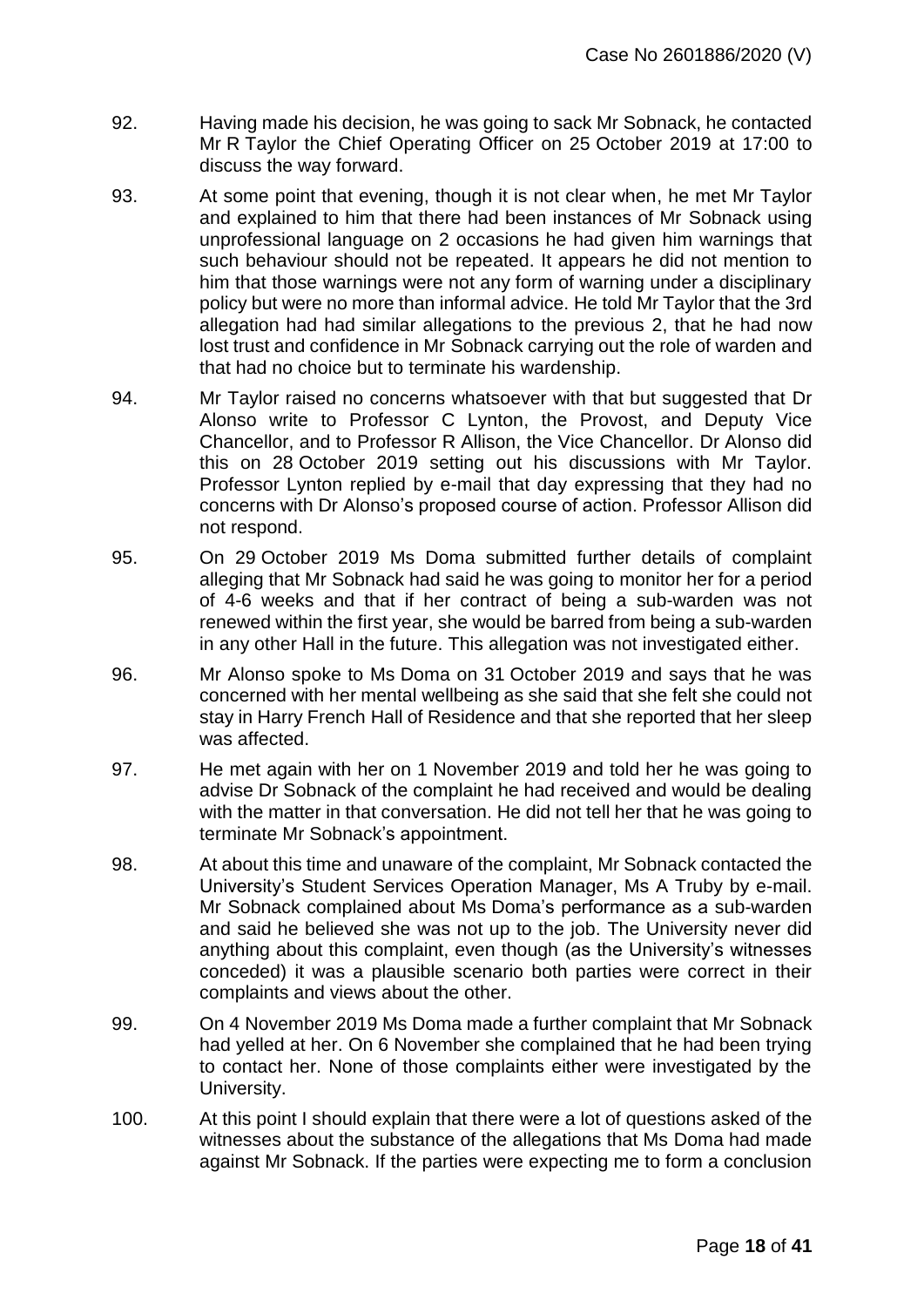92. Having made his decision, he was going to sack Mr Sobnack, he contacted Mr R Taylor the Chief Operating Officer on 25 October 2019 at 17:00 to discuss the way forward.

93. At some point that evening, though it is not clear when, he met Mr Taylor and explained to him that there had been instances of Mr Sobnack using unprofessional language on 2 occasions he had given him warnings that such behaviour should not be repeated. It appears he did not mention to him that those warnings were not any form of warning under a disciplinary policy but were no more than informal advice. He told Mr Taylor that the 3rd allegation had had similar allegations to the previous 2, that he had now lost trust and confidence in Mr Sobnack carrying out the role of warden and that had no choice but to terminate his wardenship.

94. Mr Taylor raised no concerns whatsoever with that but suggested that Dr Alonso write to Professor C Lynton, the Provost, and Deputy Vice Chancellor, and to Professor R Allison, the Vice Chancellor. Dr Alonso did this on 28 October 2019 setting out his discussions with Mr Taylor. Professor Lynton replied by e-mail that day expressing that they had no concerns with Dr Alonso's proposed course of action. Professor Allison did not respond.

95. On 29 October 2019 Ms Doma submitted further details of complaint alleging that Mr Sobnack had said he was going to monitor her for a period of 4-6 weeks and that if her contract of being a sub-warden was not renewed within the first year, she would be barred from being a sub-warden in any other Hall in the future. This allegation was not investigated either.

96. Mr Alonso spoke to Ms Doma on 31 October 2019 and says that he was concerned with her mental wellbeing as she said that she felt she could not stay in Harry French Hall of Residence and that she reported that her sleep was affected.

97. He met again with her on 1 November 2019 and told her he was going to advise Dr Sobnack of the complaint he had received and would be dealing with the matter in that conversation. He did not tell her that he was going to terminate Mr Sobnack's appointment.

98. At about this time and unaware of the complaint, Mr Sobnack contacted the University's Student Services Operation Manager, Ms A Truby by e-mail. Mr Sobnack complained about Ms Doma's performance as a sub-warden and said he believed she was not up to the job. The University never did anything about this complaint, even though (as the University's witnesses conceded) it was a plausible scenario both parties were correct in their complaints and views about the other.

99. On 4 November 2019 Ms Doma made a further complaint that Mr Sobnack had yelled at her. On 6 November she complained that he had been trying to contact her. None of those complaints either were investigated by the University.

100. At this point I should explain that there were a lot of questions asked of the witnesses about the substance of the allegations that Ms Doma had made against Mr Sobnack. If the parties were expecting me to form a conclusion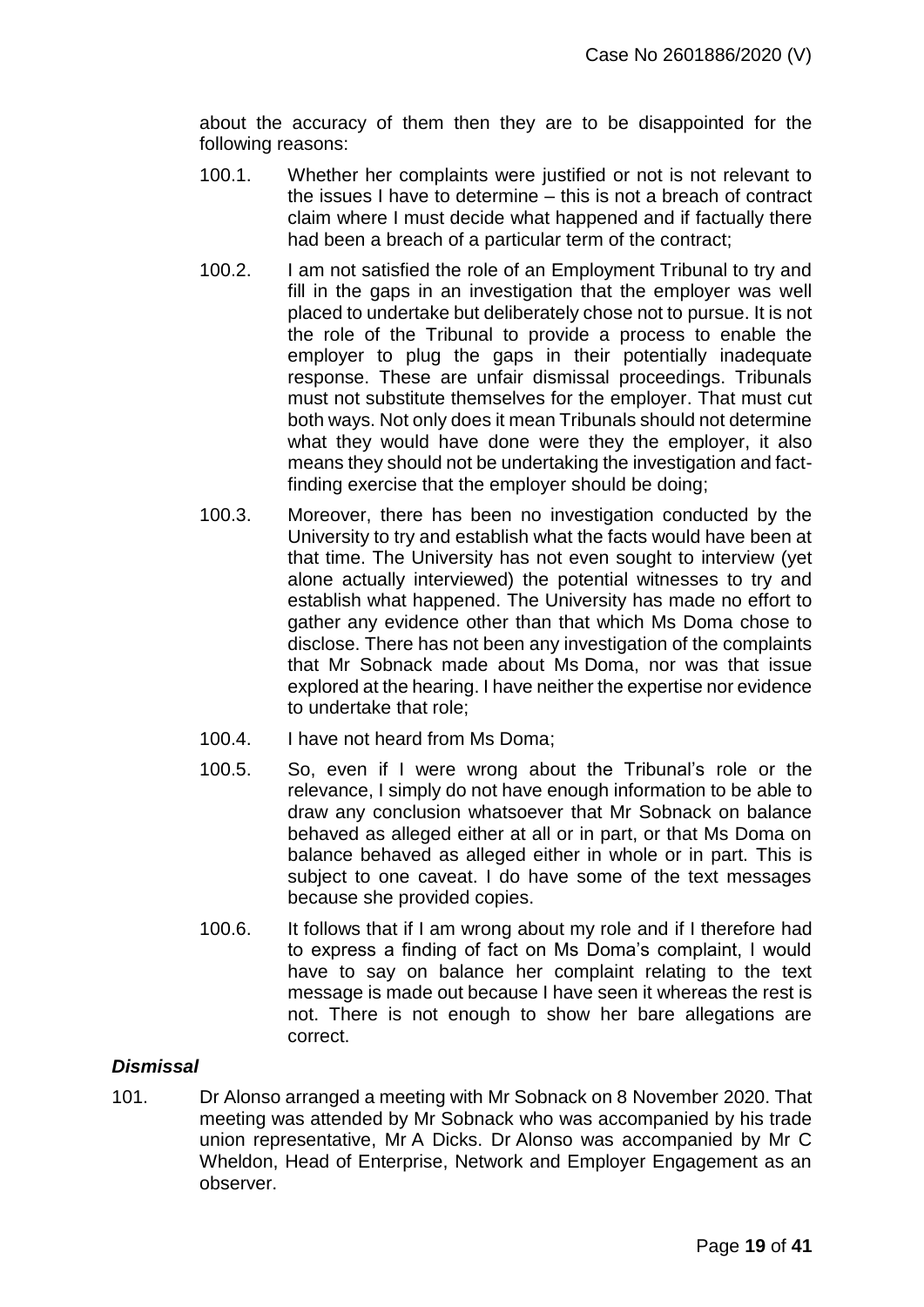about the accuracy of them then they are to be disappointed for the following reasons:

100.1. Whether her complaints were justified or not is not relevant to the issues I have to determine – this is not a breach of contract claim where I must decide what happened and if factually there had been a breach of a particular term of the contract;

100.2. I am not satisfied the role of an Employment Tribunal to try and fill in the gaps in an investigation that the employer was well placed to undertake but deliberately chose not to pursue. It is not the role of the Tribunal to provide a process to enable the employer to plug the gaps in their potentially inadequate response. These are unfair dismissal proceedings. Tribunals must not substitute themselves for the employer. That must cut both ways. Not only does it mean Tribunals should not determine what they would have done were they the employer, it also means they should not be undertaking the investigation and fact-finding exercise that the employer should be doing;

100.3. Moreover, there has been no investigation conducted by the University to try and establish what the facts would have been at that time. The University has not even sought to interview (yet alone actually interviewed) the potential witnesses to try and establish what happened. The University has made no effort to gather any evidence other than that which Ms Doma chose to disclose. There has not been any investigation of the complaints that Mr Sobnack made about Ms Doma, nor was that issue explored at the hearing. I have neither the expertise nor evidence to undertake that role;

100.4. I have not heard from Ms Doma;

100.5. So, even if I were wrong about the Tribunal's role or the relevance, I simply do not have enough information to be able to draw any conclusion whatsoever that Mr Sobnack on balance behaved as alleged either at all or in part, or that Ms Doma on balance behaved as alleged either in whole or in part. This is subject to one caveat. I do have some of the text messages because she provided copies.

100.6. It follows that if I am wrong about my role and if I therefore had to express a finding of fact on Ms Doma's complaint, I would have to say on balance her complaint relating to the text message is made out because I have seen it whereas the rest is not. There is not enough to show her bare allegations are correct.

### *Dismissal*

101. Dr Alonso arranged a meeting with Mr Sobnack on 8 November 2020. That meeting was attended by Mr Sobnack who was accompanied by his trade union representative, Mr A Dicks. Dr Alonso was accompanied by Mr C Wheldon, Head of Enterprise, Network and Employer Engagement as an observer.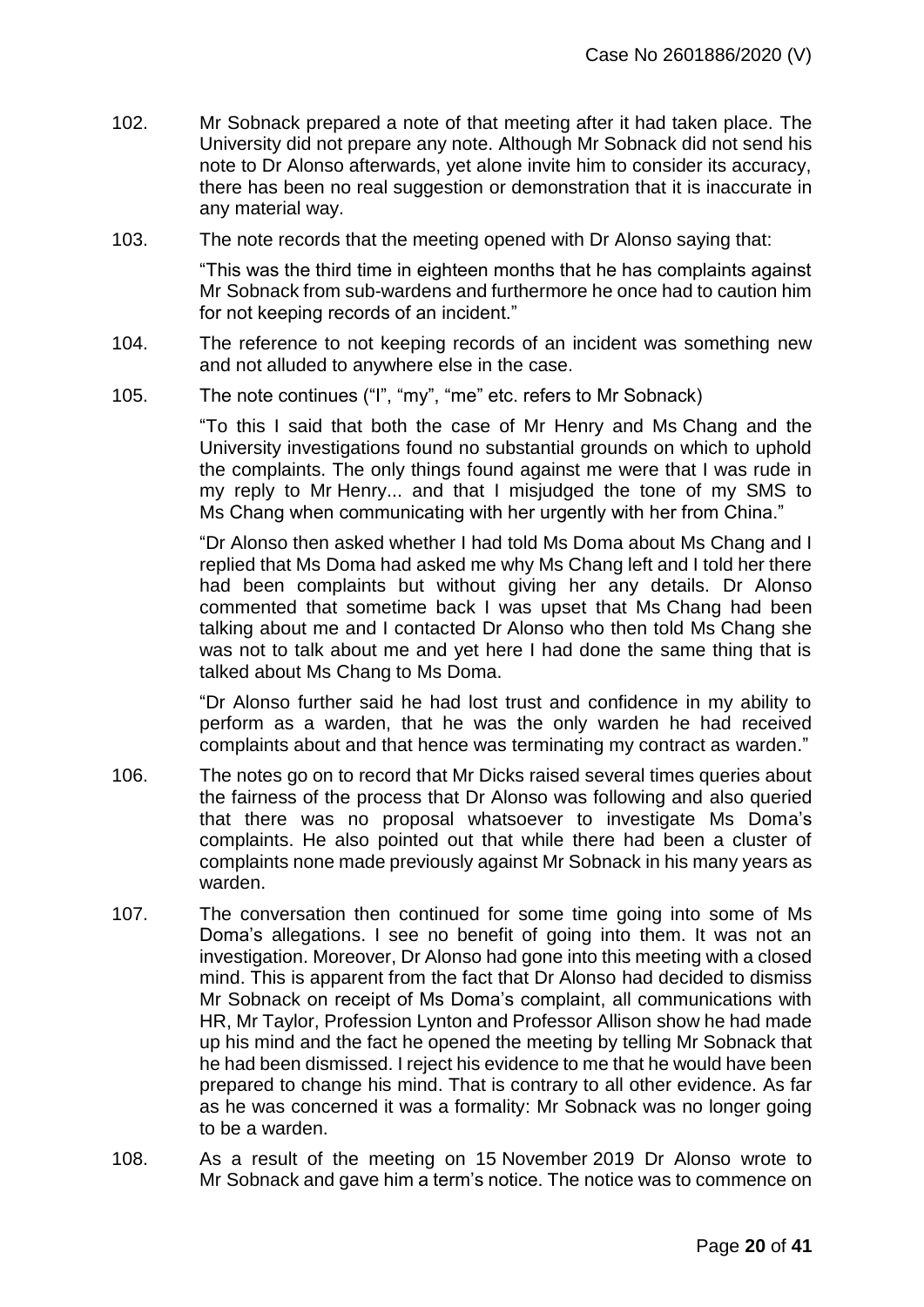102. Mr Sobnack prepared a note of that meeting after it had taken place. The University did not prepare any note. Although Mr Sobnack did not send his note to Dr Alonso afterwards, yet alone invite him to consider its accuracy, there has been no real suggestion or demonstration that it is inaccurate in any material way.

103. The note records that the meeting opened with Dr Alonso saying that:

> "This was the third time in eighteen months that he has complaints against Mr Sobnack from sub-wardens and furthermore he once had to caution him for not keeping records of an incident."

104. The reference to not keeping records of an incident was something new and not alluded to anywhere else in the case.

105. The note continues ("I", "my", "me" etc. refers to Mr Sobnack)

> "To this I said that both the case of Mr Henry and Ms Chang and the University investigations found no substantial grounds on which to uphold the complaints. The only things found against me were that I was rude in my reply to Mr Henry... and that I misjudged the tone of my SMS to Ms Chang when communicating with her urgently with her from China."
>
> "Dr Alonso then asked whether I had told Ms Doma about Ms Chang and I replied that Ms Doma had asked me why Ms Chang left and I told her there had been complaints but without giving her any details. Dr Alonso commented that sometime back I was upset that Ms Chang had been talking about me and I contacted Dr Alonso who then told Ms Chang she was not to talk about me and yet here I had done the same thing that is talked about Ms Chang to Ms Doma.
>
> "Dr Alonso further said he had lost trust and confidence in my ability to perform as a warden, that he was the only warden he had received complaints about and that hence was terminating my contract as warden."

106. The notes go on to record that Mr Dicks raised several times queries about the fairness of the process that Dr Alonso was following and also queried that there was no proposal whatsoever to investigate Ms Doma's complaints. He also pointed out that while there had been a cluster of complaints none made previously against Mr Sobnack in his many years as warden.

107. The conversation then continued for some time going into some of Ms Doma's allegations. I see no benefit of going into them. It was not an investigation. Moreover, Dr Alonso had gone into this meeting with a closed mind. This is apparent from the fact that Dr Alonso had decided to dismiss Mr Sobnack on receipt of Ms Doma's complaint, all communications with HR, Mr Taylor, Profession Lynton and Professor Allison show he had made up his mind and the fact he opened the meeting by telling Mr Sobnack that he had been dismissed. I reject his evidence to me that he would have been prepared to change his mind. That is contrary to all other evidence. As far as he was concerned it was a formality: Mr Sobnack was no longer going to be a warden.

108. As a result of the meeting on 15 November 2019 Dr Alonso wrote to Mr Sobnack and gave him a term's notice. The notice was to commence on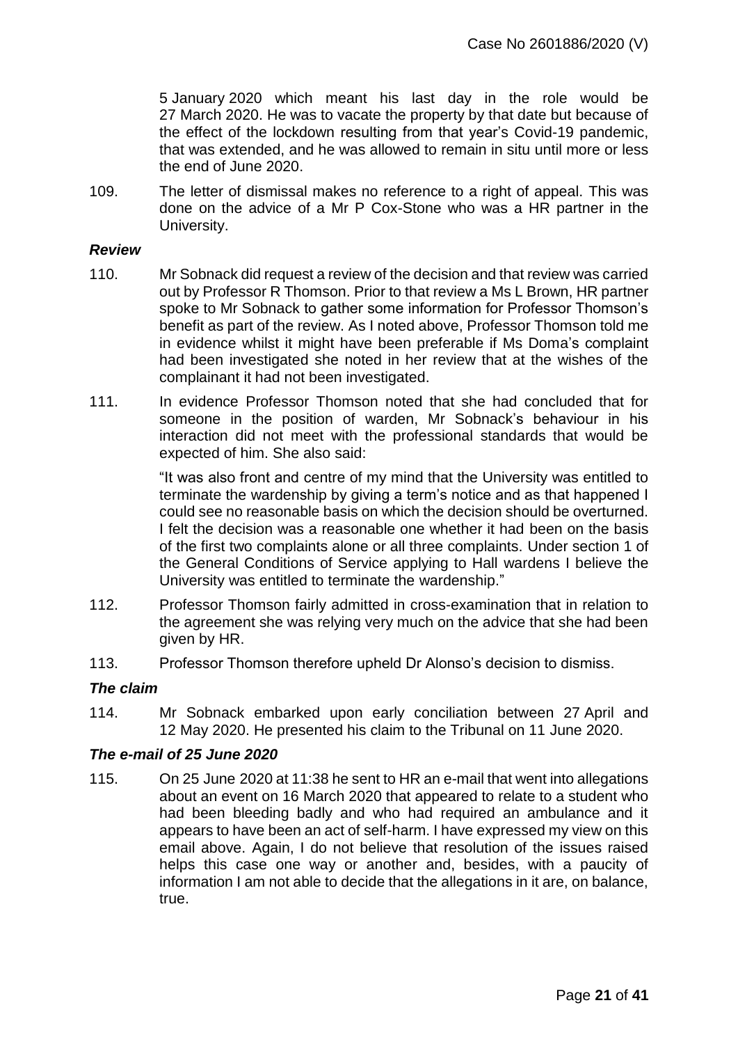5 January 2020 which meant his last day in the role would be 27 March 2020. He was to vacate the property by that date but because of the effect of the lockdown resulting from that year's Covid-19 pandemic, that was extended, and he was allowed to remain in situ until more or less the end of June 2020.

109. The letter of dismissal makes no reference to a right of appeal. This was done on the advice of a Mr P Cox-Stone who was a HR partner in the University.

### *Review*

110. Mr Sobnack did request a review of the decision and that review was carried out by Professor R Thomson. Prior to that review a Ms L Brown, HR partner spoke to Mr Sobnack to gather some information for Professor Thomson's benefit as part of the review. As I noted above, Professor Thomson told me in evidence whilst it might have been preferable if Ms Doma's complaint had been investigated she noted in her review that at the wishes of the complainant it had not been investigated.

111. In evidence Professor Thomson noted that she had concluded that for someone in the position of warden, Mr Sobnack's behaviour in his interaction did not meet with the professional standards that would be expected of him. She also said:

> "It was also front and centre of my mind that the University was entitled to terminate the wardenship by giving a term's notice and as that happened I could see no reasonable basis on which the decision should be overturned. I felt the decision was a reasonable one whether it had been on the basis of the first two complaints alone or all three complaints. Under section 1 of the General Conditions of Service applying to Hall wardens I believe the University was entitled to terminate the wardenship."

112. Professor Thomson fairly admitted in cross-examination that in relation to the agreement she was relying very much on the advice that she had been given by HR.

113. Professor Thomson therefore upheld Dr Alonso's decision to dismiss.

### *The claim*

114. Mr Sobnack embarked upon early conciliation between 27 April and 12 May 2020. He presented his claim to the Tribunal on 11 June 2020.

### *The e-mail of 25 June 2020*

115. On 25 June 2020 at 11:38 he sent to HR an e-mail that went into allegations about an event on 16 March 2020 that appeared to relate to a student who had been bleeding badly and who had required an ambulance and it appears to have been an act of self-harm. I have expressed my view on this email above. Again, I do not believe that resolution of the issues raised helps this case one way or another and, besides, with a paucity of information I am not able to decide that the allegations in it are, on balance, true.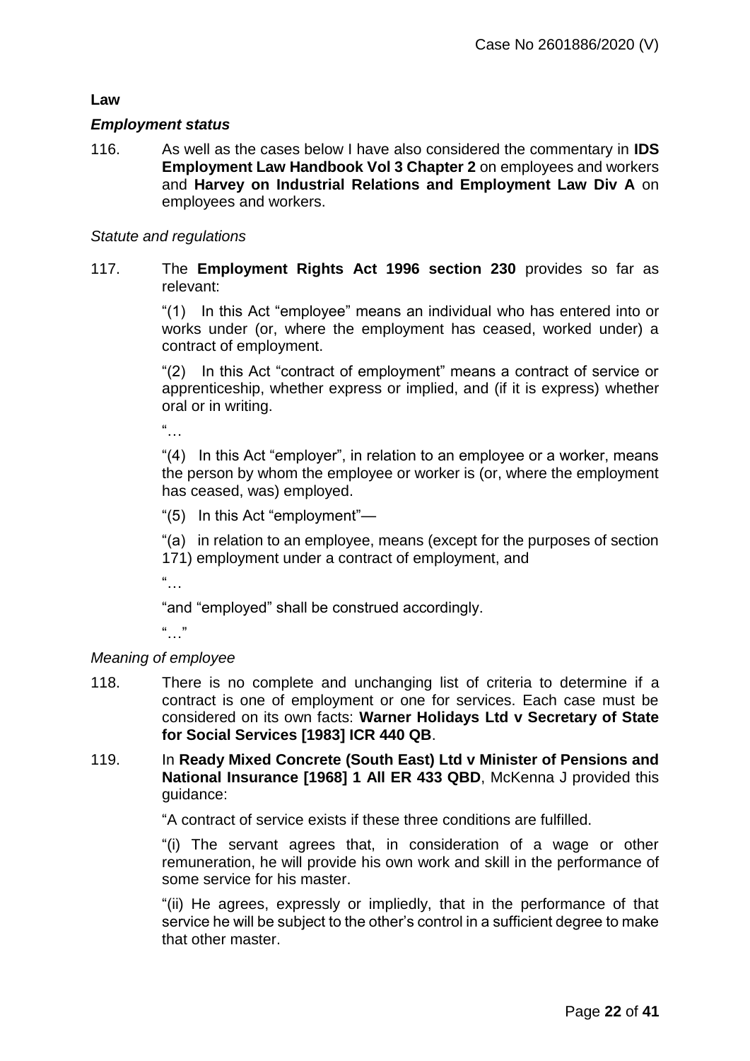## Law

### *Employment status*

116. As well as the cases below I have also considered the commentary in **IDS Employment Law Handbook Vol 3 Chapter 2** on employees and workers and **Harvey on Industrial Relations and Employment Law Div A** on employees and workers.

*Statute and regulations*

117. The **Employment Rights Act 1996 section 230** provides so far as relevant:

> "(1) In this Act "employee" means an individual who has entered into or works under (or, where the employment has ceased, worked under) a contract of employment.
>
> "(2) In this Act "contract of employment" means a contract of service or apprenticeship, whether express or implied, and (if it is express) whether oral or in writing.
>
> "…
>
> "(4) In this Act "employer", in relation to an employee or a worker, means the person by whom the employee or worker is (or, where the employment has ceased, was) employed.
>
> "(5) In this Act "employment"—
>
> "(a) in relation to an employee, means (except for the purposes of section 171) employment under a contract of employment, and
>
> "…
>
> "and "employed" shall be construed accordingly.
>
> "…"

*Meaning of employee*

118. There is no complete and unchanging list of criteria to determine if a contract is one of employment or one for services. Each case must be considered on its own facts: **Warner Holidays Ltd v Secretary of State for Social Services [1983] ICR 440 QB**.

119. In **Ready Mixed Concrete (South East) Ltd v Minister of Pensions and National Insurance [1968] 1 All ER 433 QBD**, McKenna J provided this guidance:

> "A contract of service exists if these three conditions are fulfilled.
>
> "(i) The servant agrees that, in consideration of a wage or other remuneration, he will provide his own work and skill in the performance of some service for his master.
>
> "(ii) He agrees, expressly or impliedly, that in the performance of that service he will be subject to the other's control in a sufficient degree to make that other master.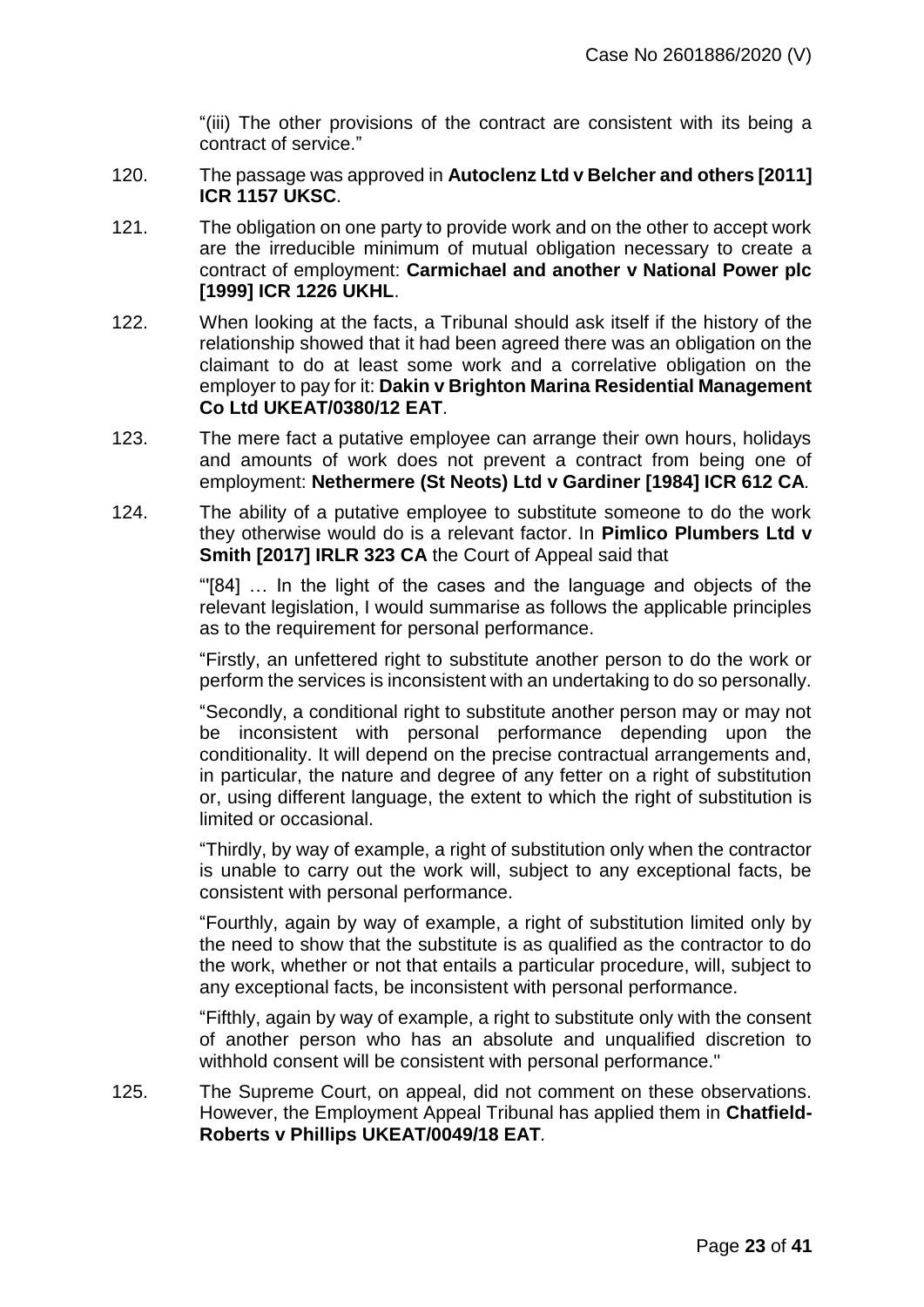"(iii) The other provisions of the contract are consistent with its being a contract of service."

120. The passage was approved in **Autoclenz Ltd v Belcher and others [2011] ICR 1157 UKSC**.

121. The obligation on one party to provide work and on the other to accept work are the irreducible minimum of mutual obligation necessary to create a contract of employment: **Carmichael and another v National Power plc [1999] ICR 1226 UKHL**.

122. When looking at the facts, a Tribunal should ask itself if the history of the relationship showed that it had been agreed there was an obligation on the claimant to do at least some work and a correlative obligation on the employer to pay for it: **Dakin v Brighton Marina Residential Management Co Ltd UKEAT/0380/12 EAT**.

123. The mere fact a putative employee can arrange their own hours, holidays and amounts of work does not prevent a contract from being one of employment: **Nethermere (St Neots) Ltd v Gardiner [1984] ICR 612 CA**.

124. The ability of a putative employee to substitute someone to do the work they otherwise would do is a relevant factor. In **Pimlico Plumbers Ltd v Smith [2017] IRLR 323 CA** the Court of Appeal said that

"'[84] … In the light of the cases and the language and objects of the relevant legislation, I would summarise as follows the applicable principles as to the requirement for personal performance.

"Firstly, an unfettered right to substitute another person to do the work or perform the services is inconsistent with an undertaking to do so personally.

"Secondly, a conditional right to substitute another person may or may not be inconsistent with personal performance depending upon the conditionality. It will depend on the precise contractual arrangements and, in particular, the nature and degree of any fetter on a right of substitution or, using different language, the extent to which the right of substitution is limited or occasional.

"Thirdly, by way of example, a right of substitution only when the contractor is unable to carry out the work will, subject to any exceptional facts, be consistent with personal performance.

"Fourthly, again by way of example, a right of substitution limited only by the need to show that the substitute is as qualified as the contractor to do the work, whether or not that entails a particular procedure, will, subject to any exceptional facts, be inconsistent with personal performance.

"Fifthly, again by way of example, a right to substitute only with the consent of another person who has an absolute and unqualified discretion to withhold consent will be consistent with personal performance."

125. The Supreme Court, on appeal, did not comment on these observations. However, the Employment Appeal Tribunal has applied them in **Chatfield-Roberts v Phillips UKEAT/0049/18 EAT**.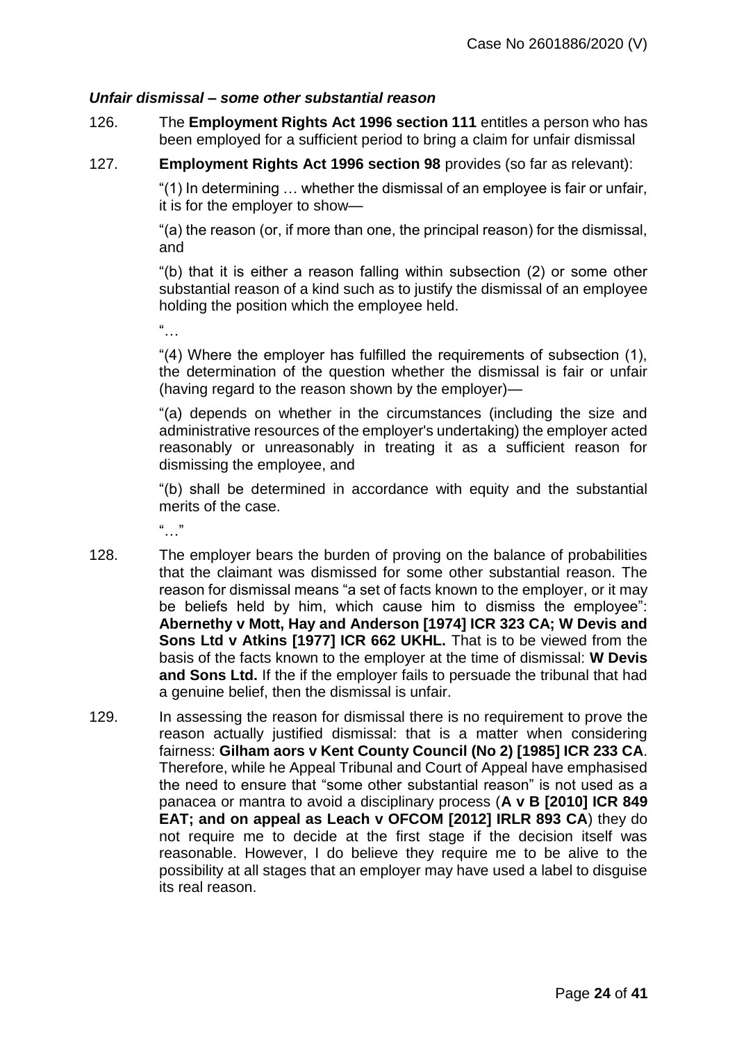### *Unfair dismissal – some other substantial reason*

126. The **Employment Rights Act 1996 section 111** entitles a person who has been employed for a sufficient period to bring a claim for unfair dismissal

127. **Employment Rights Act 1996 section 98** provides (so far as relevant):

> "(1) In determining … whether the dismissal of an employee is fair or unfair, it is for the employer to show—
>
> "(a) the reason (or, if more than one, the principal reason) for the dismissal, and
>
> "(b) that it is either a reason falling within subsection (2) or some other substantial reason of a kind such as to justify the dismissal of an employee holding the position which the employee held.
>
> "…
>
> "(4) Where the employer has fulfilled the requirements of subsection (1), the determination of the question whether the dismissal is fair or unfair (having regard to the reason shown by the employer)—
>
> "(a) depends on whether in the circumstances (including the size and administrative resources of the employer's undertaking) the employer acted reasonably or unreasonably in treating it as a sufficient reason for dismissing the employee, and
>
> "(b) shall be determined in accordance with equity and the substantial merits of the case.
>
> "…"

128. The employer bears the burden of proving on the balance of probabilities that the claimant was dismissed for some other substantial reason. The reason for dismissal means "a set of facts known to the employer, or it may be beliefs held by him, which cause him to dismiss the employee": **Abernethy v Mott, Hay and Anderson [1974] ICR 323 CA; W Devis and Sons Ltd v Atkins [1977] ICR 662 UKHL.** That is to be viewed from the basis of the facts known to the employer at the time of dismissal: **W Devis and Sons Ltd.** If the if the employer fails to persuade the tribunal that had a genuine belief, then the dismissal is unfair.

129. In assessing the reason for dismissal there is no requirement to prove the reason actually justified dismissal: that is a matter when considering fairness: **Gilham aors v Kent County Council (No 2) [1985] ICR 233 CA**. Therefore, while he Appeal Tribunal and Court of Appeal have emphasised the need to ensure that "some other substantial reason" is not used as a panacea or mantra to avoid a disciplinary process (**A v B [2010] ICR 849 EAT; and on appeal as Leach v OFCOM [2012] IRLR 893 CA**) they do not require me to decide at the first stage if the decision itself was reasonable. However, I do believe they require me to be alive to the possibility at all stages that an employer may have used a label to disguise its real reason.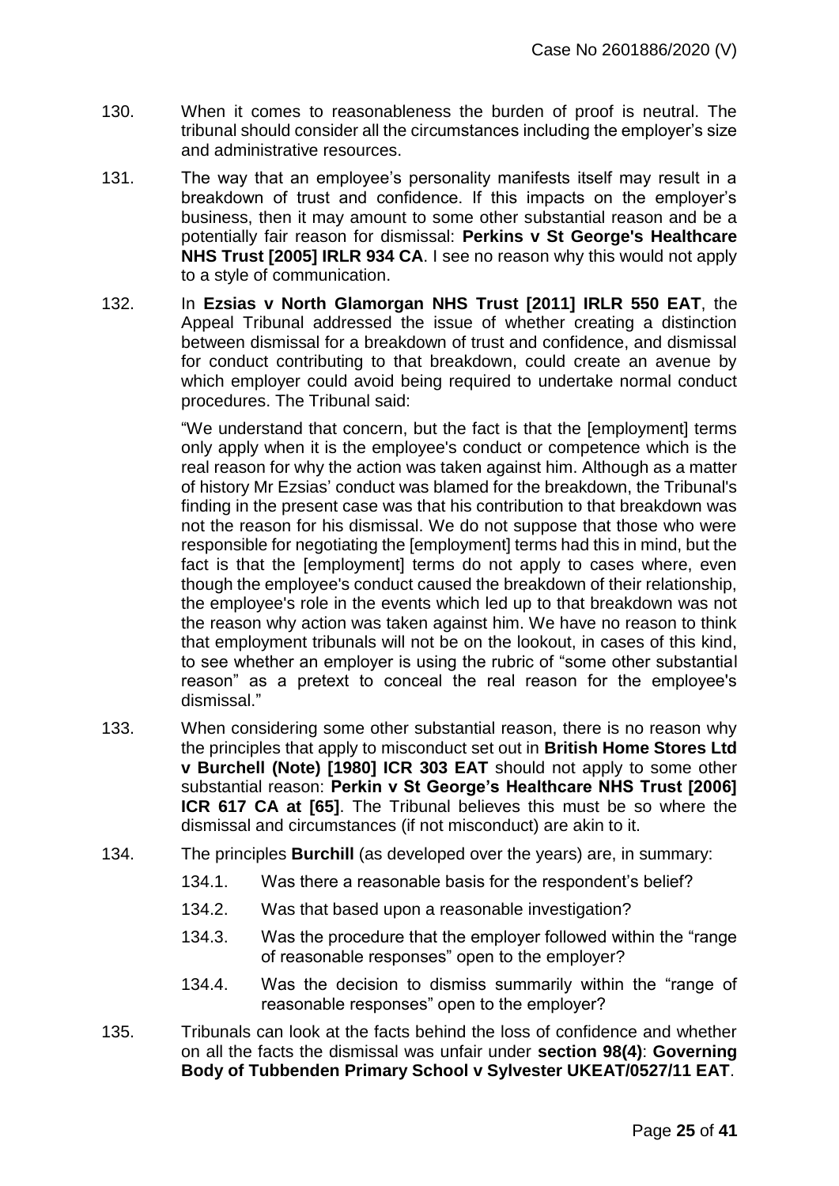130. When it comes to reasonableness the burden of proof is neutral. The tribunal should consider all the circumstances including the employer's size and administrative resources.

131. The way that an employee's personality manifests itself may result in a breakdown of trust and confidence. If this impacts on the employer's business, then it may amount to some other substantial reason and be a potentially fair reason for dismissal: **Perkins v St George's Healthcare NHS Trust [2005] IRLR 934 CA**. I see no reason why this would not apply to a style of communication.

132. In **Ezsias v North Glamorgan NHS Trust [2011] IRLR 550 EAT**, the Appeal Tribunal addressed the issue of whether creating a distinction between dismissal for a breakdown of trust and confidence, and dismissal for conduct contributing to that breakdown, could create an avenue by which employer could avoid being required to undertake normal conduct procedures. The Tribunal said:

> "We understand that concern, but the fact is that the [employment] terms only apply when it is the employee's conduct or competence which is the real reason for why the action was taken against him. Although as a matter of history Mr Ezsias' conduct was blamed for the breakdown, the Tribunal's finding in the present case was that his contribution to that breakdown was not the reason for his dismissal. We do not suppose that those who were responsible for negotiating the [employment] terms had this in mind, but the fact is that the [employment] terms do not apply to cases where, even though the employee's conduct caused the breakdown of their relationship, the employee's role in the events which led up to that breakdown was not the reason why action was taken against him. We have no reason to think that employment tribunals will not be on the lookout, in cases of this kind, to see whether an employer is using the rubric of "some other substantial reason" as a pretext to conceal the real reason for the employee's dismissal."

133. When considering some other substantial reason, there is no reason why the principles that apply to misconduct set out in **British Home Stores Ltd v Burchell (Note) [1980] ICR 303 EAT** should not apply to some other substantial reason: **Perkin v St George's Healthcare NHS Trust [2006] ICR 617 CA at [65]**. The Tribunal believes this must be so where the dismissal and circumstances (if not misconduct) are akin to it.

134. The principles **Burchill** (as developed over the years) are, in summary:

    134.1. Was there a reasonable basis for the respondent's belief?

    134.2. Was that based upon a reasonable investigation?

    134.3. Was the procedure that the employer followed within the "range of reasonable responses" open to the employer?

    134.4. Was the decision to dismiss summarily within the "range of reasonable responses" open to the employer?

135. Tribunals can look at the facts behind the loss of confidence and whether on all the facts the dismissal was unfair under **section 98(4)**: **Governing Body of Tubbenden Primary School v Sylvester UKEAT/0527/11 EAT**.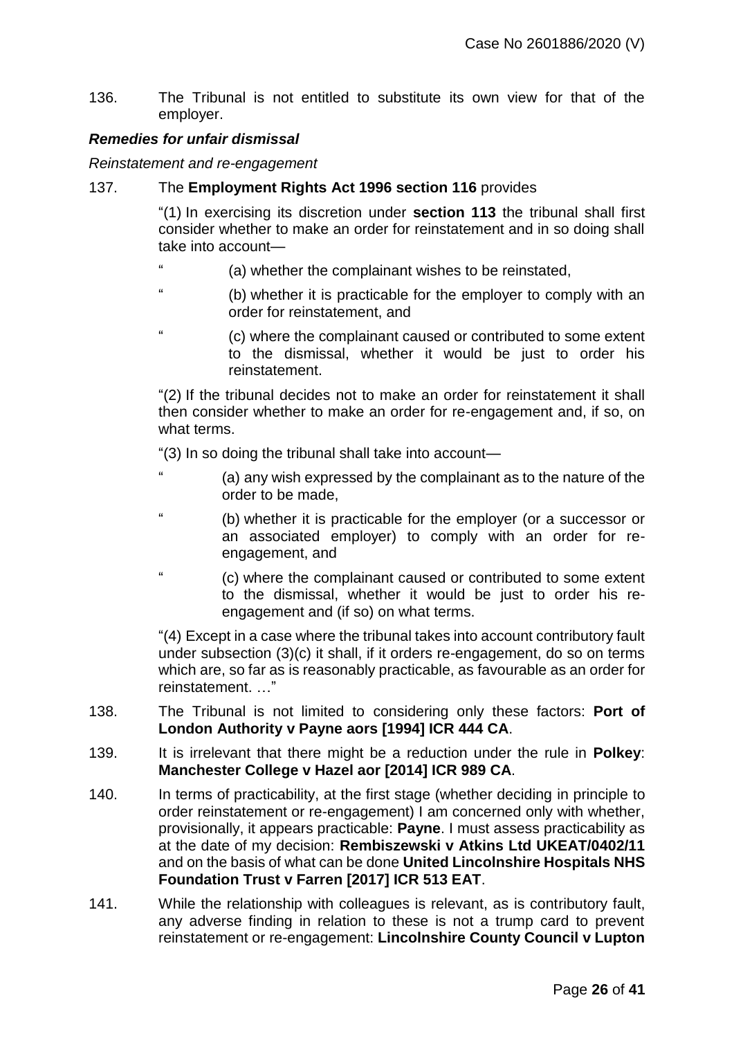136. The Tribunal is not entitled to substitute its own view for that of the employer.

***Remedies for unfair dismissal***

*Reinstatement and re-engagement*

137. The **Employment Rights Act 1996 section 116** provides

"(1) In exercising its discretion under **section 113** the tribunal shall first consider whether to make an order for reinstatement and in so doing shall take into account—

" (a) whether the complainant wishes to be reinstated,

" (b) whether it is practicable for the employer to comply with an order for reinstatement, and

" (c) where the complainant caused or contributed to some extent to the dismissal, whether it would be just to order his reinstatement.

"(2) If the tribunal decides not to make an order for reinstatement it shall then consider whether to make an order for re-engagement and, if so, on what terms.

"(3) In so doing the tribunal shall take into account—

" (a) any wish expressed by the complainant as to the nature of the order to be made,

" (b) whether it is practicable for the employer (or a successor or an associated employer) to comply with an order for re-engagement, and

" (c) where the complainant caused or contributed to some extent to the dismissal, whether it would be just to order his re-engagement and (if so) on what terms.

"(4) Except in a case where the tribunal takes into account contributory fault under subsection (3)(c) it shall, if it orders re-engagement, do so on terms which are, so far as is reasonably practicable, as favourable as an order for reinstatement. …"

138. The Tribunal is not limited to considering only these factors: **Port of London Authority v Payne aors [1994] ICR 444 CA**.

139. It is irrelevant that there might be a reduction under the rule in **Polkey**: **Manchester College v Hazel aor [2014] ICR 989 CA**.

140. In terms of practicability, at the first stage (whether deciding in principle to order reinstatement or re-engagement) I am concerned only with whether, provisionally, it appears practicable: **Payne**. I must assess practicability as at the date of my decision: **Rembiszewski v Atkins Ltd UKEAT/0402/11** and on the basis of what can be done **United Lincolnshire Hospitals NHS Foundation Trust v Farren [2017] ICR 513 EAT**.

141. While the relationship with colleagues is relevant, as is contributory fault, any adverse finding in relation to these is not a trump card to prevent reinstatement or re-engagement: **Lincolnshire County Council v Lupton**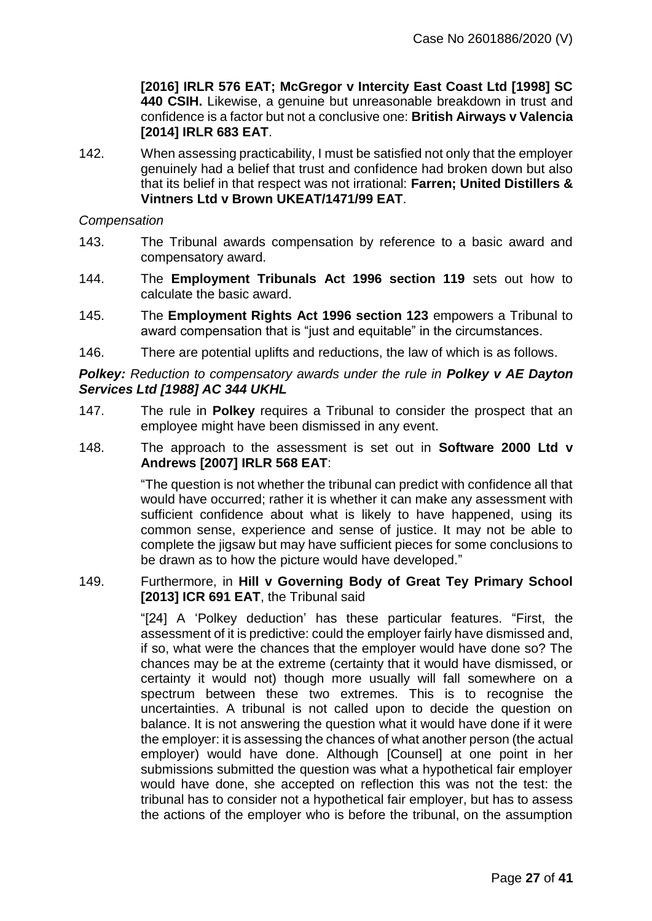**[2016] IRLR 576 EAT; McGregor v Intercity East Coast Ltd [1998] SC 440 CSIH.** Likewise, a genuine but unreasonable breakdown in trust and confidence is a factor but not a conclusive one: **British Airways v Valencia [2014] IRLR 683 EAT**.

142. When assessing practicability, I must be satisfied not only that the employer genuinely had a belief that trust and confidence had broken down but also that its belief in that respect was not irrational: **Farren; United Distillers & Vintners Ltd v Brown UKEAT/1471/99 EAT**.

*Compensation*

143. The Tribunal awards compensation by reference to a basic award and compensatory award.

144. The **Employment Tribunals Act 1996 section 119** sets out how to calculate the basic award.

145. The **Employment Rights Act 1996 section 123** empowers a Tribunal to award compensation that is "just and equitable" in the circumstances.

146. There are potential uplifts and reductions, the law of which is as follows.

***Polkey:*** *Reduction to compensatory awards under the rule in* ***Polkey v AE Dayton Services Ltd [1988] AC 344 UKHL***

147. The rule in **Polkey** requires a Tribunal to consider the prospect that an employee might have been dismissed in any event.

148. The approach to the assessment is set out in **Software 2000 Ltd v Andrews [2007] IRLR 568 EAT**:

> "The question is not whether the tribunal can predict with confidence all that would have occurred; rather it is whether it can make any assessment with sufficient confidence about what is likely to have happened, using its common sense, experience and sense of justice. It may not be able to complete the jigsaw but may have sufficient pieces for some conclusions to be drawn as to how the picture would have developed."

149. Furthermore, in **Hill v Governing Body of Great Tey Primary School [2013] ICR 691 EAT**, the Tribunal said

> "[24] A 'Polkey deduction' has these particular features. "First, the assessment of it is predictive: could the employer fairly have dismissed and, if so, what were the chances that the employer would have done so? The chances may be at the extreme (certainty that it would have dismissed, or certainty it would not) though more usually will fall somewhere on a spectrum between these two extremes. This is to recognise the uncertainties. A tribunal is not called upon to decide the question on balance. It is not answering the question what it would have done if it were the employer: it is assessing the chances of what another person (the actual employer) would have done. Although [Counsel] at one point in her submissions submitted the question was what a hypothetical fair employer would have done, she accepted on reflection this was not the test: the tribunal has to consider not a hypothetical fair employer, but has to assess the actions of the employer who is before the tribunal, on the assumption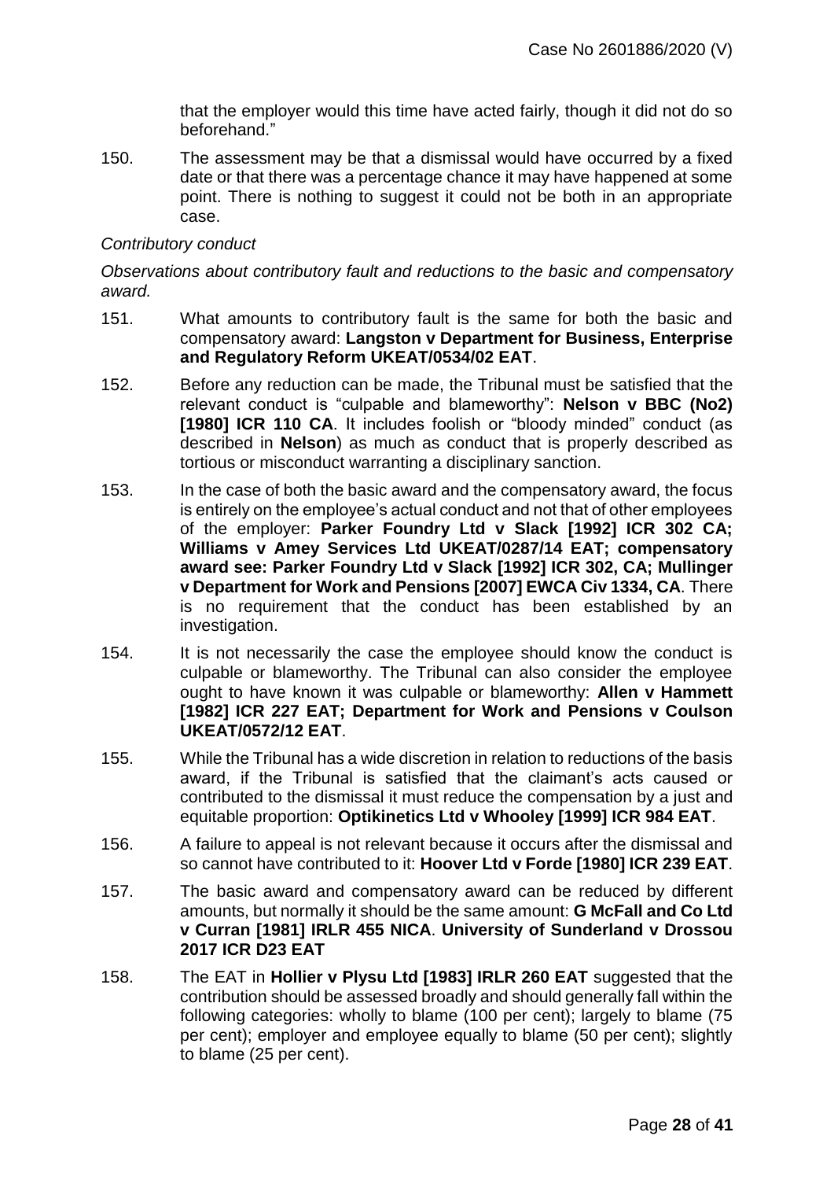that the employer would this time have acted fairly, though it did not do so beforehand."

150. The assessment may be that a dismissal would have occurred by a fixed date or that there was a percentage chance it may have happened at some point. There is nothing to suggest it could not be both in an appropriate case.

*Contributory conduct*

*Observations about contributory fault and reductions to the basic and compensatory award.*

151. What amounts to contributory fault is the same for both the basic and compensatory award: **Langston v Department for Business, Enterprise and Regulatory Reform UKEAT/0534/02 EAT**.

152. Before any reduction can be made, the Tribunal must be satisfied that the relevant conduct is "culpable and blameworthy": **Nelson v BBC (No2) [1980] ICR 110 CA**. It includes foolish or "bloody minded" conduct (as described in **Nelson**) as much as conduct that is properly described as tortious or misconduct warranting a disciplinary sanction.

153. In the case of both the basic award and the compensatory award, the focus is entirely on the employee's actual conduct and not that of other employees of the employer: **Parker Foundry Ltd v Slack [1992] ICR 302 CA; Williams v Amey Services Ltd UKEAT/0287/14 EAT; compensatory award see: Parker Foundry Ltd v Slack [1992] ICR 302, CA; Mullinger v Department for Work and Pensions [2007] EWCA Civ 1334, CA**. There is no requirement that the conduct has been established by an investigation.

154. It is not necessarily the case the employee should know the conduct is culpable or blameworthy. The Tribunal can also consider the employee ought to have known it was culpable or blameworthy: **Allen v Hammett [1982] ICR 227 EAT; Department for Work and Pensions v Coulson UKEAT/0572/12 EAT**.

155. While the Tribunal has a wide discretion in relation to reductions of the basis award, if the Tribunal is satisfied that the claimant's acts caused or contributed to the dismissal it must reduce the compensation by a just and equitable proportion: **Optikinetics Ltd v Whooley [1999] ICR 984 EAT**.

156. A failure to appeal is not relevant because it occurs after the dismissal and so cannot have contributed to it: **Hoover Ltd v Forde [1980] ICR 239 EAT**.

157. The basic award and compensatory award can be reduced by different amounts, but normally it should be the same amount: **G McFall and Co Ltd v Curran [1981] IRLR 455 NICA**. **University of Sunderland v Drossou 2017 ICR D23 EAT**

158. The EAT in **Hollier v Plysu Ltd [1983] IRLR 260 EAT** suggested that the contribution should be assessed broadly and should generally fall within the following categories: wholly to blame (100 per cent); largely to blame (75 per cent); employer and employee equally to blame (50 per cent); slightly to blame (25 per cent).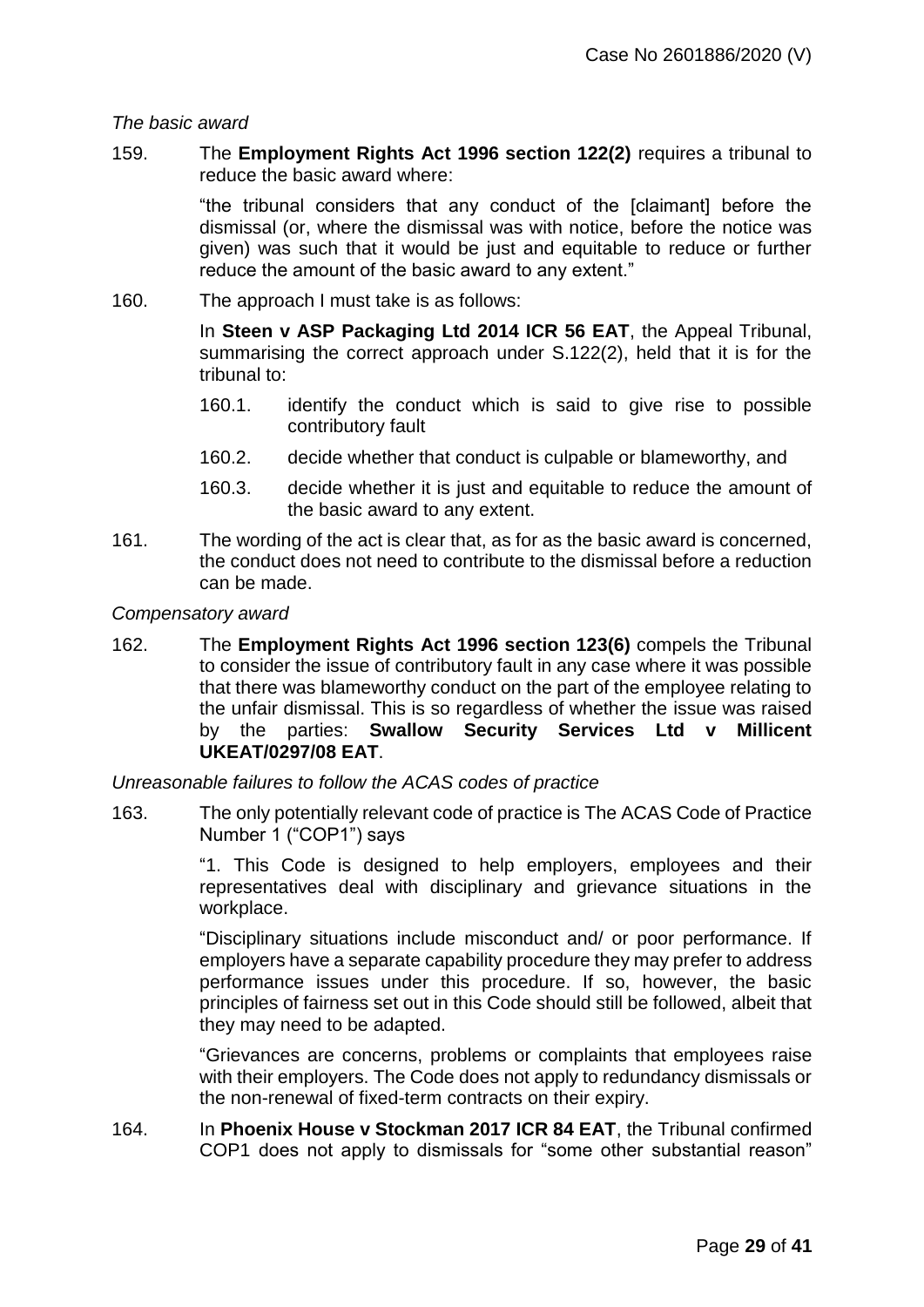*The basic award*

159. The **Employment Rights Act 1996 section 122(2)** requires a tribunal to reduce the basic award where:

"the tribunal considers that any conduct of the [claimant] before the dismissal (or, where the dismissal was with notice, before the notice was given) was such that it would be just and equitable to reduce or further reduce the amount of the basic award to any extent."

160. The approach I must take is as follows:

In **Steen v ASP Packaging Ltd 2014 ICR 56 EAT**, the Appeal Tribunal, summarising the correct approach under S.122(2), held that it is for the tribunal to:

160.1. identify the conduct which is said to give rise to possible contributory fault

160.2. decide whether that conduct is culpable or blameworthy, and

160.3. decide whether it is just and equitable to reduce the amount of the basic award to any extent.

161. The wording of the act is clear that, as for as the basic award is concerned, the conduct does not need to contribute to the dismissal before a reduction can be made.

*Compensatory award*

162. The **Employment Rights Act 1996 section 123(6)** compels the Tribunal to consider the issue of contributory fault in any case where it was possible that there was blameworthy conduct on the part of the employee relating to the unfair dismissal. This is so regardless of whether the issue was raised by the parties: **Swallow Security Services Ltd v Millicent UKEAT/0297/08 EAT**.

*Unreasonable failures to follow the ACAS codes of practice*

163. The only potentially relevant code of practice is The ACAS Code of Practice Number 1 ("COP1") says

"1. This Code is designed to help employers, employees and their representatives deal with disciplinary and grievance situations in the workplace.

"Disciplinary situations include misconduct and/ or poor performance. If employers have a separate capability procedure they may prefer to address performance issues under this procedure. If so, however, the basic principles of fairness set out in this Code should still be followed, albeit that they may need to be adapted.

"Grievances are concerns, problems or complaints that employees raise with their employers. The Code does not apply to redundancy dismissals or the non-renewal of fixed-term contracts on their expiry.

164. In **Phoenix House v Stockman 2017 ICR 84 EAT**, the Tribunal confirmed COP1 does not apply to dismissals for "some other substantial reason"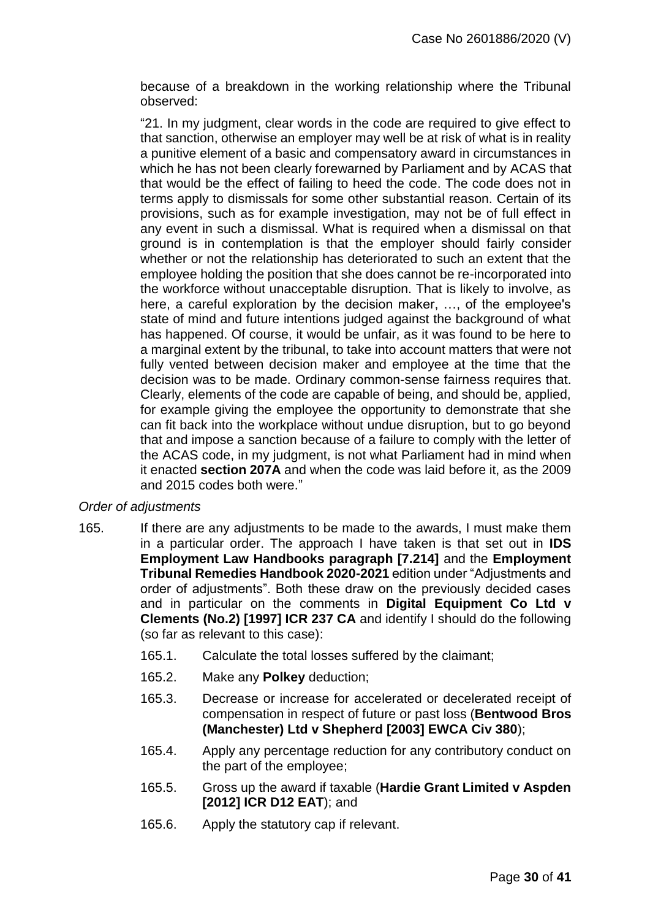because of a breakdown in the working relationship where the Tribunal observed:

"21. In my judgment, clear words in the code are required to give effect to that sanction, otherwise an employer may well be at risk of what is in reality a punitive element of a basic and compensatory award in circumstances in which he has not been clearly forewarned by Parliament and by ACAS that that would be the effect of failing to heed the code. The code does not in terms apply to dismissals for some other substantial reason. Certain of its provisions, such as for example investigation, may not be of full effect in any event in such a dismissal. What is required when a dismissal on that ground is in contemplation is that the employer should fairly consider whether or not the relationship has deteriorated to such an extent that the employee holding the position that she does cannot be re-incorporated into the workforce without unacceptable disruption. That is likely to involve, as here, a careful exploration by the decision maker, …, of the employee's state of mind and future intentions judged against the background of what has happened. Of course, it would be unfair, as it was found to be here to a marginal extent by the tribunal, to take into account matters that were not fully vented between decision maker and employee at the time that the decision was to be made. Ordinary common-sense fairness requires that. Clearly, elements of the code are capable of being, and should be, applied, for example giving the employee the opportunity to demonstrate that she can fit back into the workplace without undue disruption, but to go beyond that and impose a sanction because of a failure to comply with the letter of the ACAS code, in my judgment, is not what Parliament had in mind when it enacted **section 207A** and when the code was laid before it, as the 2009 and 2015 codes both were."

*Order of adjustments*

165. If there are any adjustments to be made to the awards, I must make them in a particular order. The approach I have taken is that set out in **IDS Employment Law Handbooks paragraph [7.214]** and the **Employment Tribunal Remedies Handbook 2020-2021** edition under "Adjustments and order of adjustments". Both these draw on the previously decided cases and in particular on the comments in **Digital Equipment Co Ltd v Clements (No.2) [1997] ICR 237 CA** and identify I should do the following (so far as relevant to this case):

    165.1. Calculate the total losses suffered by the claimant;

    165.2. Make any **Polkey** deduction;

    165.3. Decrease or increase for accelerated or decelerated receipt of compensation in respect of future or past loss (**Bentwood Bros (Manchester) Ltd v Shepherd [2003] EWCA Civ 380**);

    165.4. Apply any percentage reduction for any contributory conduct on the part of the employee;

    165.5. Gross up the award if taxable (**Hardie Grant Limited v Aspden [2012] ICR D12 EAT**); and

    165.6. Apply the statutory cap if relevant.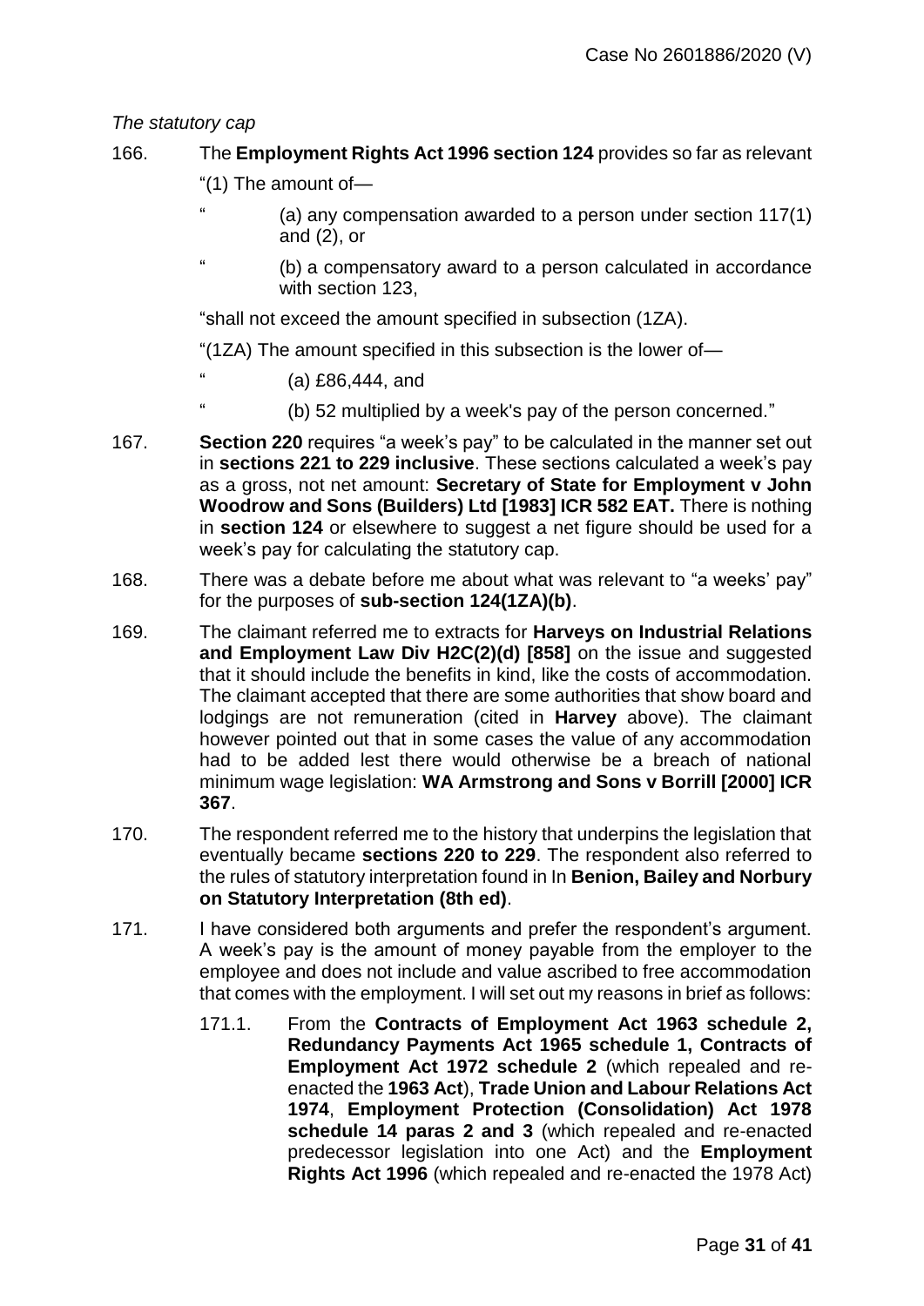*The statutory cap*

166. The **Employment Rights Act 1996 section 124** provides so far as relevant

"(1) The amount of—

" (a) any compensation awarded to a person under section 117(1) and (2), or

" (b) a compensatory award to a person calculated in accordance with section 123,

"shall not exceed the amount specified in subsection (1ZA).

"(1ZA) The amount specified in this subsection is the lower of—

" (a) £86,444, and

" (b) 52 multiplied by a week's pay of the person concerned."

167. **Section 220** requires "a week's pay" to be calculated in the manner set out in **sections 221 to 229 inclusive**. These sections calculated a week's pay as a gross, not net amount: **Secretary of State for Employment v John Woodrow and Sons (Builders) Ltd [1983] ICR 582 EAT.** There is nothing in **section 124** or elsewhere to suggest a net figure should be used for a week's pay for calculating the statutory cap.

168. There was a debate before me about what was relevant to "a weeks' pay" for the purposes of **sub-section 124(1ZA)(b)**.

169. The claimant referred me to extracts for **Harveys on Industrial Relations and Employment Law Div H2C(2)(d) [858]** on the issue and suggested that it should include the benefits in kind, like the costs of accommodation. The claimant accepted that there are some authorities that show board and lodgings are not remuneration (cited in **Harvey** above). The claimant however pointed out that in some cases the value of any accommodation had to be added lest there would otherwise be a breach of national minimum wage legislation: **WA Armstrong and Sons v Borrill [2000] ICR 367**.

170. The respondent referred me to the history that underpins the legislation that eventually became **sections 220 to 229**. The respondent also referred to the rules of statutory interpretation found in In **Benion, Bailey and Norbury on Statutory Interpretation (8th ed)**.

171. I have considered both arguments and prefer the respondent's argument. A week's pay is the amount of money payable from the employer to the employee and does not include and value ascribed to free accommodation that comes with the employment. I will set out my reasons in brief as follows:

171.1. From the **Contracts of Employment Act 1963 schedule 2, Redundancy Payments Act 1965 schedule 1, Contracts of Employment Act 1972 schedule 2** (which repealed and re-enacted the **1963 Act**), **Trade Union and Labour Relations Act 1974**, **Employment Protection (Consolidation) Act 1978 schedule 14 paras 2 and 3** (which repealed and re-enacted predecessor legislation into one Act) and the **Employment Rights Act 1996** (which repealed and re-enacted the 1978 Act)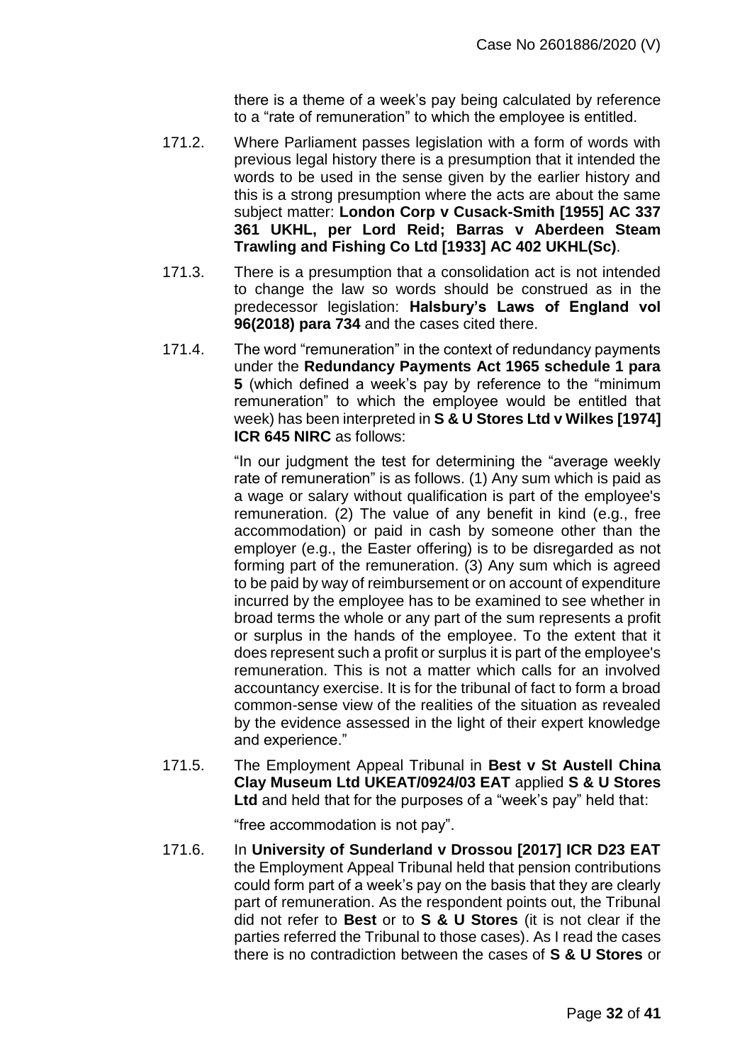there is a theme of a week's pay being calculated by reference to a "rate of remuneration" to which the employee is entitled.

171.2. Where Parliament passes legislation with a form of words with previous legal history there is a presumption that it intended the words to be used in the sense given by the earlier history and this is a strong presumption where the acts are about the same subject matter: **London Corp v Cusack-Smith [1955] AC 337 361 UKHL, per Lord Reid; Barras v Aberdeen Steam Trawling and Fishing Co Ltd [1933] AC 402 UKHL(Sc)**.

171.3. There is a presumption that a consolidation act is not intended to change the law so words should be construed as in the predecessor legislation: **Halsbury's Laws of England vol 96(2018) para 734** and the cases cited there.

171.4. The word "remuneration" in the context of redundancy payments under the **Redundancy Payments Act 1965 schedule 1 para 5** (which defined a week's pay by reference to the "minimum remuneration" to which the employee would be entitled that week) has been interpreted in **S & U Stores Ltd v Wilkes [1974] ICR 645 NIRC** as follows:

> "In our judgment the test for determining the "average weekly rate of remuneration" is as follows. (1) Any sum which is paid as a wage or salary without qualification is part of the employee's remuneration. (2) The value of any benefit in kind (e.g., free accommodation) or paid in cash by someone other than the employer (e.g., the Easter offering) is to be disregarded as not forming part of the remuneration. (3) Any sum which is agreed to be paid by way of reimbursement or on account of expenditure incurred by the employee has to be examined to see whether in broad terms the whole or any part of the sum represents a profit or surplus in the hands of the employee. To the extent that it does represent such a profit or surplus it is part of the employee's remuneration. This is not a matter which calls for an involved accountancy exercise. It is for the tribunal of fact to form a broad common-sense view of the realities of the situation as revealed by the evidence assessed in the light of their expert knowledge and experience."

171.5. The Employment Appeal Tribunal in **Best v St Austell China Clay Museum Ltd UKEAT/0924/03 EAT** applied **S & U Stores Ltd** and held that for the purposes of a "week's pay" held that:

"free accommodation is not pay".

171.6. In **University of Sunderland v Drossou [2017] ICR D23 EAT** the Employment Appeal Tribunal held that pension contributions could form part of a week's pay on the basis that they are clearly part of remuneration. As the respondent points out, the Tribunal did not refer to **Best** or to **S & U Stores** (it is not clear if the parties referred the Tribunal to those cases). As I read the cases there is no contradiction between the cases of **S & U Stores** or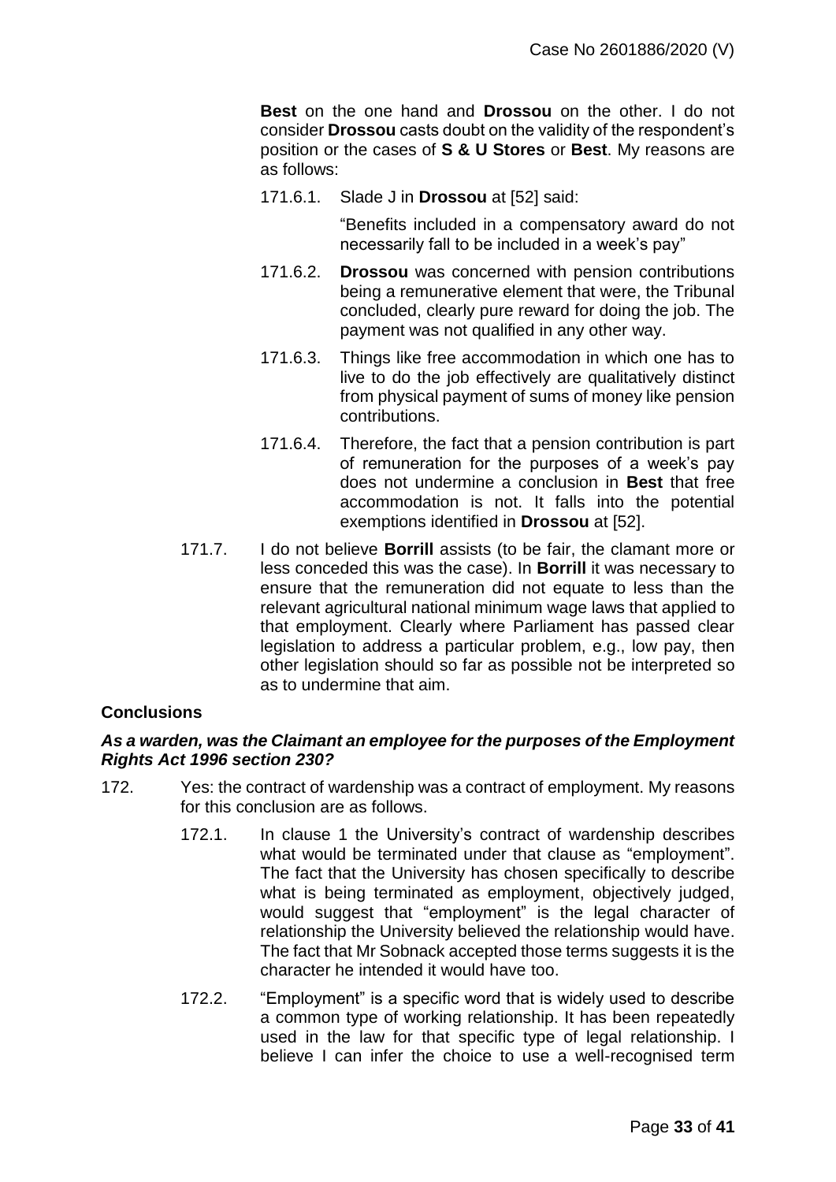**Best** on the one hand and **Drossou** on the other. I do not consider **Drossou** casts doubt on the validity of the respondent's position or the cases of **S & U Stores** or **Best**. My reasons are as follows:

171.6.1. Slade J in **Drossou** at [52] said:

> "Benefits included in a compensatory award do not necessarily fall to be included in a week's pay"

171.6.2. **Drossou** was concerned with pension contributions being a remunerative element that were, the Tribunal concluded, clearly pure reward for doing the job. The payment was not qualified in any other way.

171.6.3. Things like free accommodation in which one has to live to do the job effectively are qualitatively distinct from physical payment of sums of money like pension contributions.

171.6.4. Therefore, the fact that a pension contribution is part of remuneration for the purposes of a week's pay does not undermine a conclusion in **Best** that free accommodation is not. It falls into the potential exemptions identified in **Drossou** at [52].

171.7. I do not believe **Borrill** assists (to be fair, the clamant more or less conceded this was the case). In **Borrill** it was necessary to ensure that the remuneration did not equate to less than the relevant agricultural national minimum wage laws that applied to that employment. Clearly where Parliament has passed clear legislation to address a particular problem, e.g., low pay, then other legislation should so far as possible not be interpreted so as to undermine that aim.

## Conclusions

### *As a warden, was the Claimant an employee for the purposes of the Employment Rights Act 1996 section 230?*

172. Yes: the contract of wardenship was a contract of employment. My reasons for this conclusion are as follows.

172.1. In clause 1 the University's contract of wardenship describes what would be terminated under that clause as "employment". The fact that the University has chosen specifically to describe what is being terminated as employment, objectively judged, would suggest that "employment" is the legal character of relationship the University believed the relationship would have. The fact that Mr Sobnack accepted those terms suggests it is the character he intended it would have too.

172.2. "Employment" is a specific word that is widely used to describe a common type of working relationship. It has been repeatedly used in the law for that specific type of legal relationship. I believe I can infer the choice to use a well-recognised term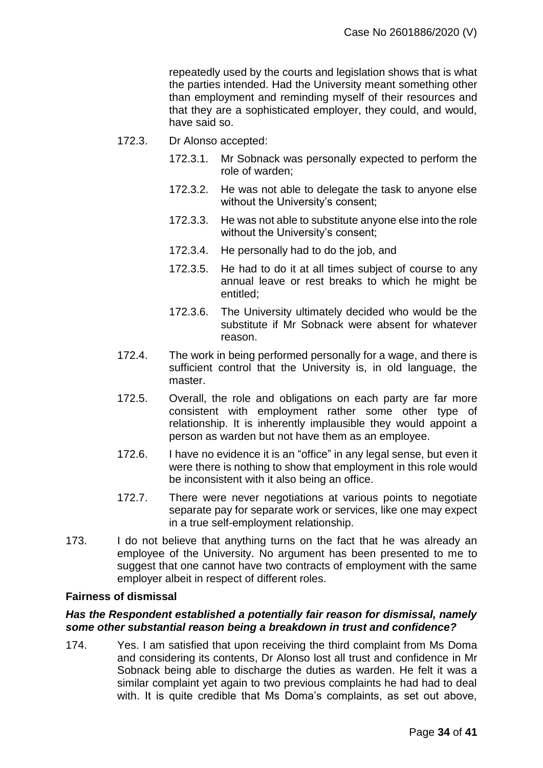repeatedly used by the courts and legislation shows that is what the parties intended. Had the University meant something other than employment and reminding myself of their resources and that they are a sophisticated employer, they could, and would, have said so.

172.3. Dr Alonso accepted:

172.3.1. Mr Sobnack was personally expected to perform the role of warden;

172.3.2. He was not able to delegate the task to anyone else without the University's consent;

172.3.3. He was not able to substitute anyone else into the role without the University's consent;

172.3.4. He personally had to do the job, and

172.3.5. He had to do it at all times subject of course to any annual leave or rest breaks to which he might be entitled;

172.3.6. The University ultimately decided who would be the substitute if Mr Sobnack were absent for whatever reason.

172.4. The work in being performed personally for a wage, and there is sufficient control that the University is, in old language, the master.

172.5. Overall, the role and obligations on each party are far more consistent with employment rather some other type of relationship. It is inherently implausible they would appoint a person as warden but not have them as an employee.

172.6. I have no evidence it is an "office" in any legal sense, but even it were there is nothing to show that employment in this role would be inconsistent with it also being an office.

172.7. There were never negotiations at various points to negotiate separate pay for separate work or services, like one may expect in a true self-employment relationship.

173. I do not believe that anything turns on the fact that he was already an employee of the University. No argument has been presented to me to suggest that one cannot have two contracts of employment with the same employer albeit in respect of different roles.

## Fairness of dismissal

### *Has the Respondent established a potentially fair reason for dismissal, namely some other substantial reason being a breakdown in trust and confidence?*

174. Yes. I am satisfied that upon receiving the third complaint from Ms Doma and considering its contents, Dr Alonso lost all trust and confidence in Mr Sobnack being able to discharge the duties as warden. He felt it was a similar complaint yet again to two previous complaints he had had to deal with. It is quite credible that Ms Doma's complaints, as set out above,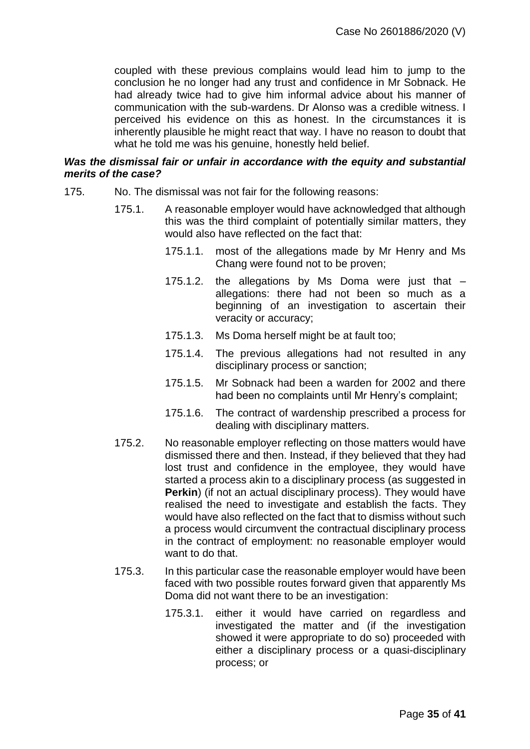coupled with these previous complains would lead him to jump to the conclusion he no longer had any trust and confidence in Mr Sobnack. He had already twice had to give him informal advice about his manner of communication with the sub-wardens. Dr Alonso was a credible witness. I perceived his evidence on this as honest. In the circumstances it is inherently plausible he might react that way. I have no reason to doubt that what he told me was his genuine, honestly held belief.

***Was the dismissal fair or unfair in accordance with the equity and substantial merits of the case?***

175. No. The dismissal was not fair for the following reasons:

 175.1. A reasonable employer would have acknowledged that although this was the third complaint of potentially similar matters, they would also have reflected on the fact that:

  175.1.1. most of the allegations made by Mr Henry and Ms Chang were found not to be proven;

  175.1.2. the allegations by Ms Doma were just that – allegations: there had not been so much as a beginning of an investigation to ascertain their veracity or accuracy;

  175.1.3. Ms Doma herself might be at fault too;

  175.1.4. The previous allegations had not resulted in any disciplinary process or sanction;

  175.1.5. Mr Sobnack had been a warden for 2002 and there had been no complaints until Mr Henry's complaint;

  175.1.6. The contract of wardenship prescribed a process for dealing with disciplinary matters.

 175.2. No reasonable employer reflecting on those matters would have dismissed there and then. Instead, if they believed that they had lost trust and confidence in the employee, they would have started a process akin to a disciplinary process (as suggested in **Perkin**) (if not an actual disciplinary process). They would have realised the need to investigate and establish the facts. They would have also reflected on the fact that to dismiss without such a process would circumvent the contractual disciplinary process in the contract of employment: no reasonable employer would want to do that.

 175.3. In this particular case the reasonable employer would have been faced with two possible routes forward given that apparently Ms Doma did not want there to be an investigation:

  175.3.1. either it would have carried on regardless and investigated the matter and (if the investigation showed it were appropriate to do so) proceeded with either a disciplinary process or a quasi-disciplinary process; or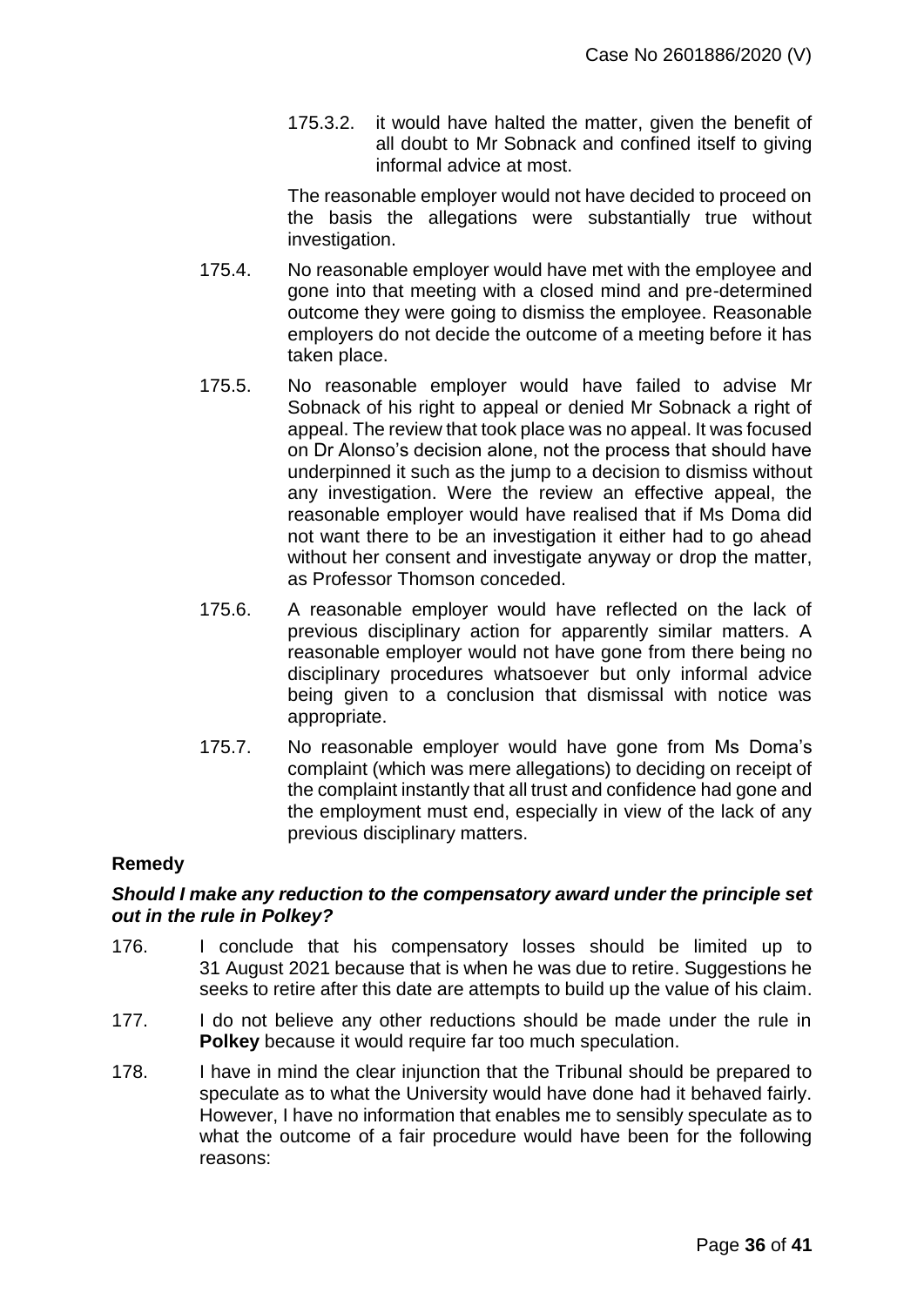175.3.2. it would have halted the matter, given the benefit of all doubt to Mr Sobnack and confined itself to giving informal advice at most.

The reasonable employer would not have decided to proceed on the basis the allegations were substantially true without investigation.

175.4. No reasonable employer would have met with the employee and gone into that meeting with a closed mind and pre-determined outcome they were going to dismiss the employee. Reasonable employers do not decide the outcome of a meeting before it has taken place.

175.5. No reasonable employer would have failed to advise Mr Sobnack of his right to appeal or denied Mr Sobnack a right of appeal. The review that took place was no appeal. It was focused on Dr Alonso's decision alone, not the process that should have underpinned it such as the jump to a decision to dismiss without any investigation. Were the review an effective appeal, the reasonable employer would have realised that if Ms Doma did not want there to be an investigation it either had to go ahead without her consent and investigate anyway or drop the matter, as Professor Thomson conceded.

175.6. A reasonable employer would have reflected on the lack of previous disciplinary action for apparently similar matters. A reasonable employer would not have gone from there being no disciplinary procedures whatsoever but only informal advice being given to a conclusion that dismissal with notice was appropriate.

175.7. No reasonable employer would have gone from Ms Doma's complaint (which was mere allegations) to deciding on receipt of the complaint instantly that all trust and confidence had gone and the employment must end, especially in view of the lack of any previous disciplinary matters.

## Remedy

***Should I make any reduction to the compensatory award under the principle set out in the rule in Polkey?***

176. I conclude that his compensatory losses should be limited up to 31 August 2021 because that is when he was due to retire. Suggestions he seeks to retire after this date are attempts to build up the value of his claim.

177. I do not believe any other reductions should be made under the rule in **Polkey** because it would require far too much speculation.

178. I have in mind the clear injunction that the Tribunal should be prepared to speculate as to what the University would have done had it behaved fairly. However, I have no information that enables me to sensibly speculate as to what the outcome of a fair procedure would have been for the following reasons: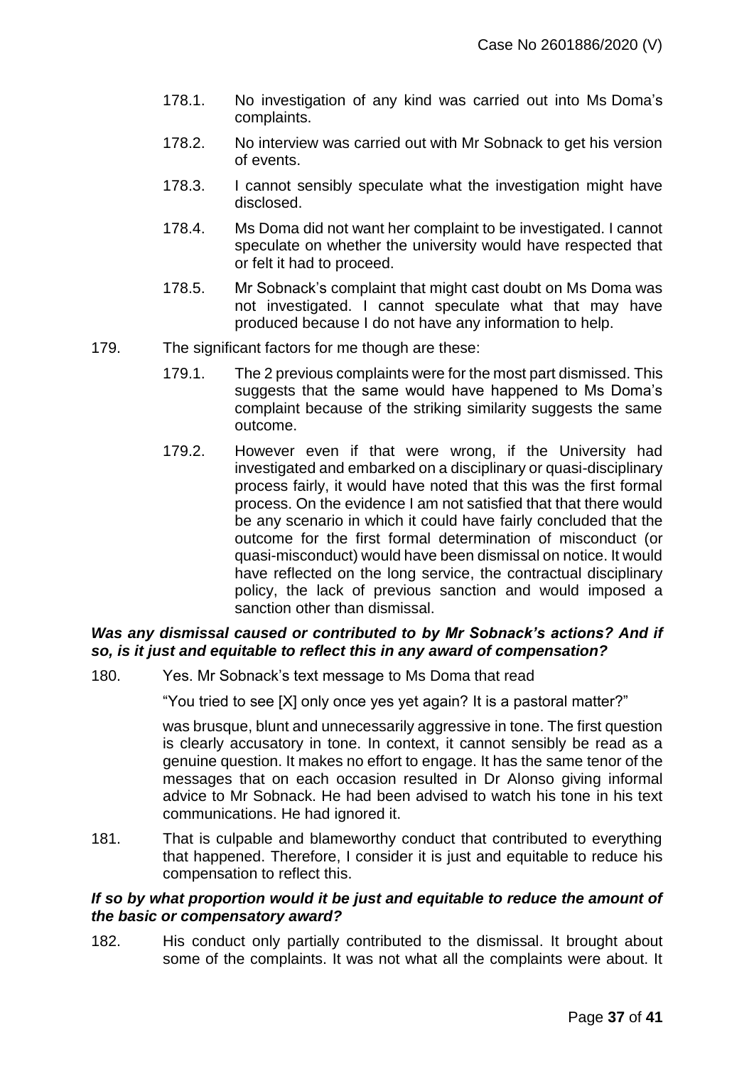178.1. No investigation of any kind was carried out into Ms Doma's complaints.

178.2. No interview was carried out with Mr Sobnack to get his version of events.

178.3. I cannot sensibly speculate what the investigation might have disclosed.

178.4. Ms Doma did not want her complaint to be investigated. I cannot speculate on whether the university would have respected that or felt it had to proceed.

178.5. Mr Sobnack's complaint that might cast doubt on Ms Doma was not investigated. I cannot speculate what that may have produced because I do not have any information to help.

179. The significant factors for me though are these:

179.1. The 2 previous complaints were for the most part dismissed. This suggests that the same would have happened to Ms Doma's complaint because of the striking similarity suggests the same outcome.

179.2. However even if that were wrong, if the University had investigated and embarked on a disciplinary or quasi-disciplinary process fairly, it would have noted that this was the first formal process. On the evidence I am not satisfied that that there would be any scenario in which it could have fairly concluded that the outcome for the first formal determination of misconduct (or quasi-misconduct) would have been dismissal on notice. It would have reflected on the long service, the contractual disciplinary policy, the lack of previous sanction and would imposed a sanction other than dismissal.

***Was any dismissal caused or contributed to by Mr Sobnack's actions? And if so, is it just and equitable to reflect this in any award of compensation?***

180. Yes. Mr Sobnack's text message to Ms Doma that read

"You tried to see [X] only once yes yet again? It is a pastoral matter?"

was brusque, blunt and unnecessarily aggressive in tone. The first question is clearly accusatory in tone. In context, it cannot sensibly be read as a genuine question. It makes no effort to engage. It has the same tenor of the messages that on each occasion resulted in Dr Alonso giving informal advice to Mr Sobnack. He had been advised to watch his tone in his text communications. He had ignored it.

181. That is culpable and blameworthy conduct that contributed to everything that happened. Therefore, I consider it is just and equitable to reduce his compensation to reflect this.

***If so by what proportion would it be just and equitable to reduce the amount of the basic or compensatory award?***

182. His conduct only partially contributed to the dismissal. It brought about some of the complaints. It was not what all the complaints were about. It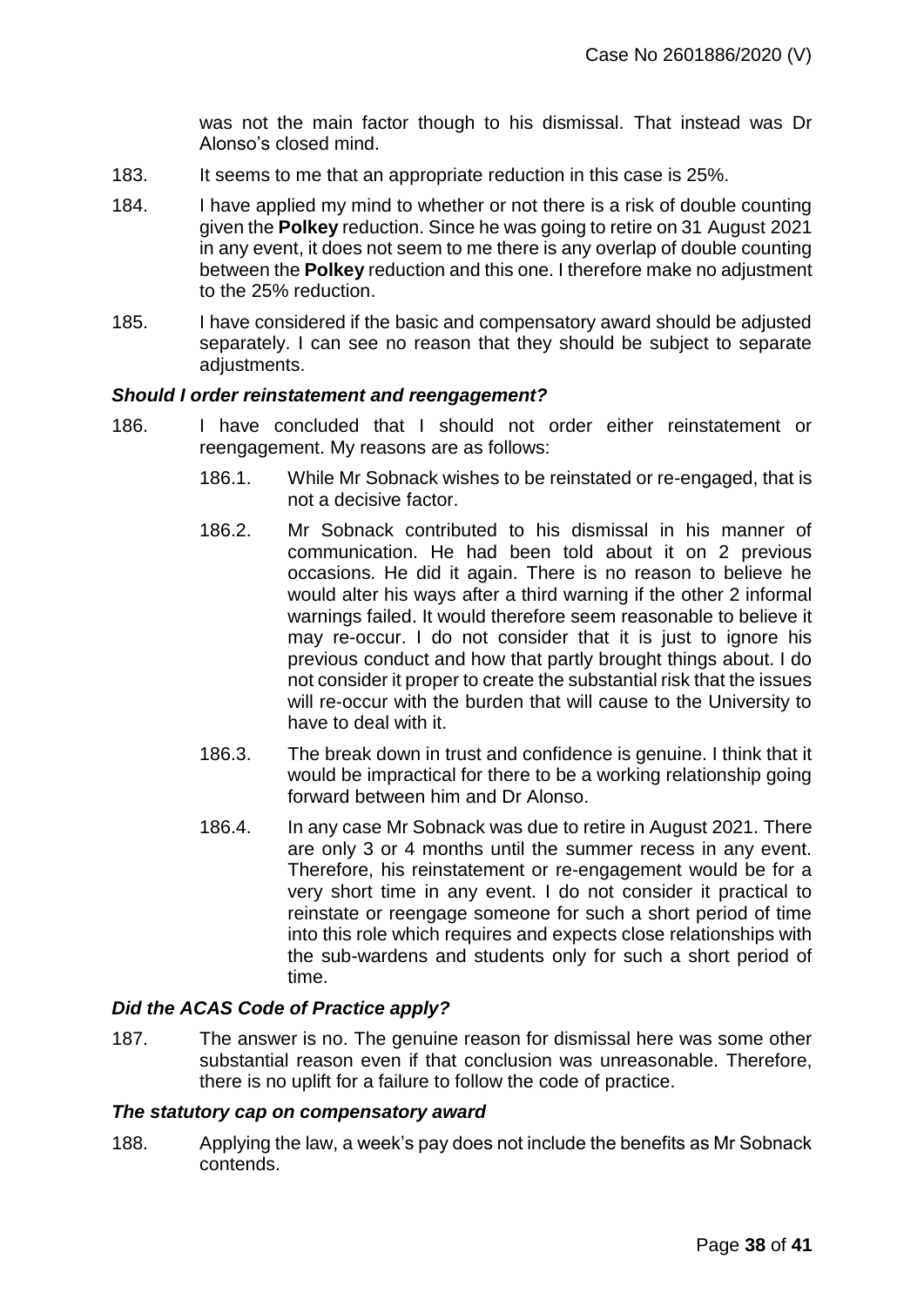was not the main factor though to his dismissal. That instead was Dr Alonso's closed mind.

183. It seems to me that an appropriate reduction in this case is 25%.

184. I have applied my mind to whether or not there is a risk of double counting given the **Polkey** reduction. Since he was going to retire on 31 August 2021 in any event, it does not seem to me there is any overlap of double counting between the **Polkey** reduction and this one. I therefore make no adjustment to the 25% reduction.

185. I have considered if the basic and compensatory award should be adjusted separately. I can see no reason that they should be subject to separate adjustments.

### *Should I order reinstatement and reengagement?*

186. I have concluded that I should not order either reinstatement or reengagement. My reasons are as follows:

   186.1. While Mr Sobnack wishes to be reinstated or re-engaged, that is not a decisive factor.

   186.2. Mr Sobnack contributed to his dismissal in his manner of communication. He had been told about it on 2 previous occasions. He did it again. There is no reason to believe he would alter his ways after a third warning if the other 2 informal warnings failed. It would therefore seem reasonable to believe it may re-occur. I do not consider that it is just to ignore his previous conduct and how that partly brought things about. I do not consider it proper to create the substantial risk that the issues will re-occur with the burden that will cause to the University to have to deal with it.

   186.3. The break down in trust and confidence is genuine. I think that it would be impractical for there to be a working relationship going forward between him and Dr Alonso.

   186.4. In any case Mr Sobnack was due to retire in August 2021. There are only 3 or 4 months until the summer recess in any event. Therefore, his reinstatement or re-engagement would be for a very short time in any event. I do not consider it practical to reinstate or reengage someone for such a short period of time into this role which requires and expects close relationships with the sub-wardens and students only for such a short period of time.

### *Did the ACAS Code of Practice apply?*

187. The answer is no. The genuine reason for dismissal here was some other substantial reason even if that conclusion was unreasonable. Therefore, there is no uplift for a failure to follow the code of practice.

### *The statutory cap on compensatory award*

188. Applying the law, a week's pay does not include the benefits as Mr Sobnack contends.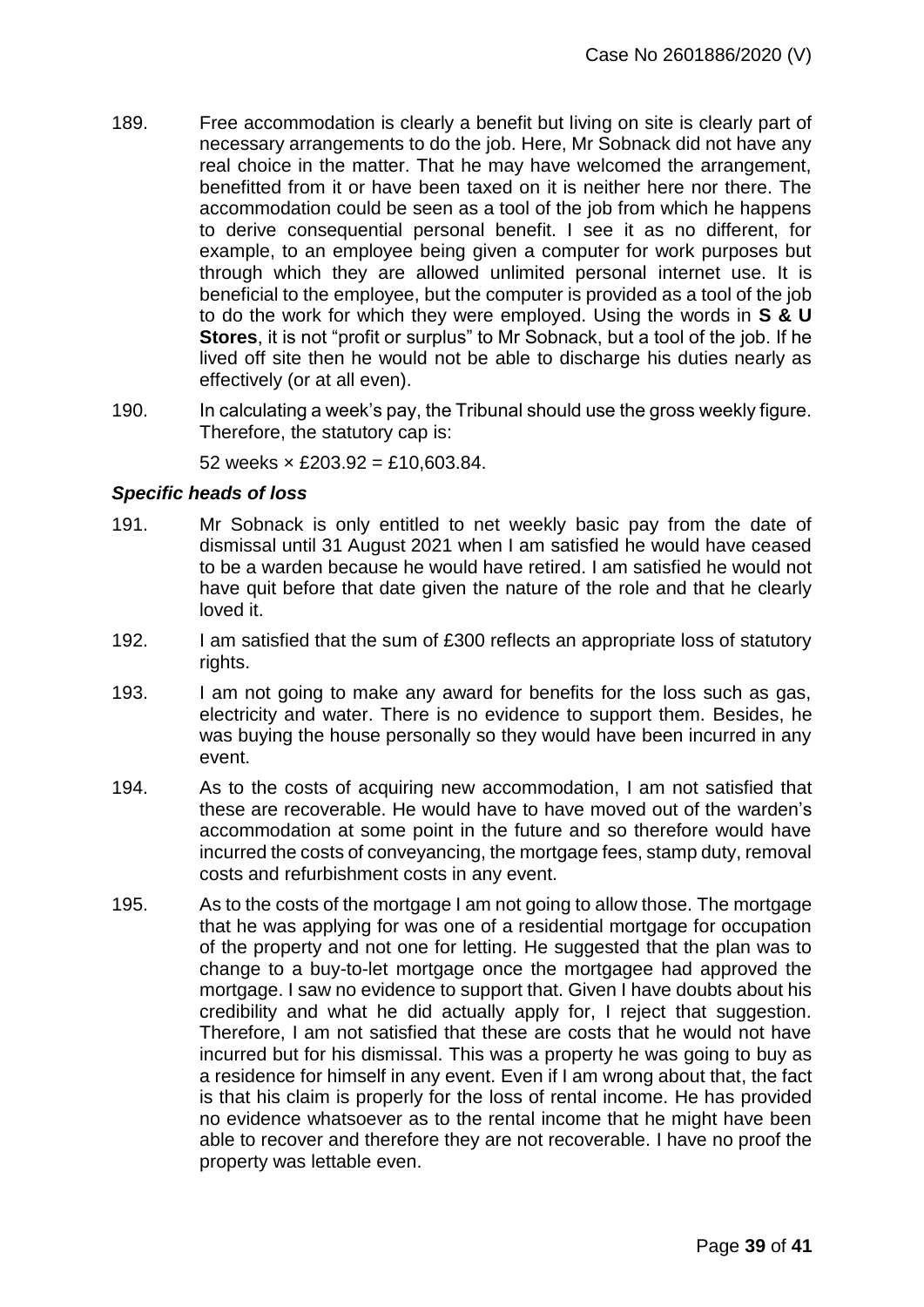189. Free accommodation is clearly a benefit but living on site is clearly part of necessary arrangements to do the job. Here, Mr Sobnack did not have any real choice in the matter. That he may have welcomed the arrangement, benefitted from it or have been taxed on it is neither here nor there. The accommodation could be seen as a tool of the job from which he happens to derive consequential personal benefit. I see it as no different, for example, to an employee being given a computer for work purposes but through which they are allowed unlimited personal internet use. It is beneficial to the employee, but the computer is provided as a tool of the job to do the work for which they were employed. Using the words in **S & U Stores**, it is not "profit or surplus" to Mr Sobnack, but a tool of the job. If he lived off site then he would not be able to discharge his duties nearly as effectively (or at all even).

190. In calculating a week's pay, the Tribunal should use the gross weekly figure. Therefore, the statutory cap is:

52 weeks × £203.92 = £10,603.84.

### *Specific heads of loss*

191. Mr Sobnack is only entitled to net weekly basic pay from the date of dismissal until 31 August 2021 when I am satisfied he would have ceased to be a warden because he would have retired. I am satisfied he would not have quit before that date given the nature of the role and that he clearly loved it.

192. I am satisfied that the sum of £300 reflects an appropriate loss of statutory rights.

193. I am not going to make any award for benefits for the loss such as gas, electricity and water. There is no evidence to support them. Besides, he was buying the house personally so they would have been incurred in any event.

194. As to the costs of acquiring new accommodation, I am not satisfied that these are recoverable. He would have to have moved out of the warden's accommodation at some point in the future and so therefore would have incurred the costs of conveyancing, the mortgage fees, stamp duty, removal costs and refurbishment costs in any event.

195. As to the costs of the mortgage I am not going to allow those. The mortgage that he was applying for was one of a residential mortgage for occupation of the property and not one for letting. He suggested that the plan was to change to a buy-to-let mortgage once the mortgagee had approved the mortgage. I saw no evidence to support that. Given I have doubts about his credibility and what he did actually apply for, I reject that suggestion. Therefore, I am not satisfied that these are costs that he would not have incurred but for his dismissal. This was a property he was going to buy as a residence for himself in any event. Even if I am wrong about that, the fact is that his claim is properly for the loss of rental income. He has provided no evidence whatsoever as to the rental income that he might have been able to recover and therefore they are not recoverable. I have no proof the property was lettable even.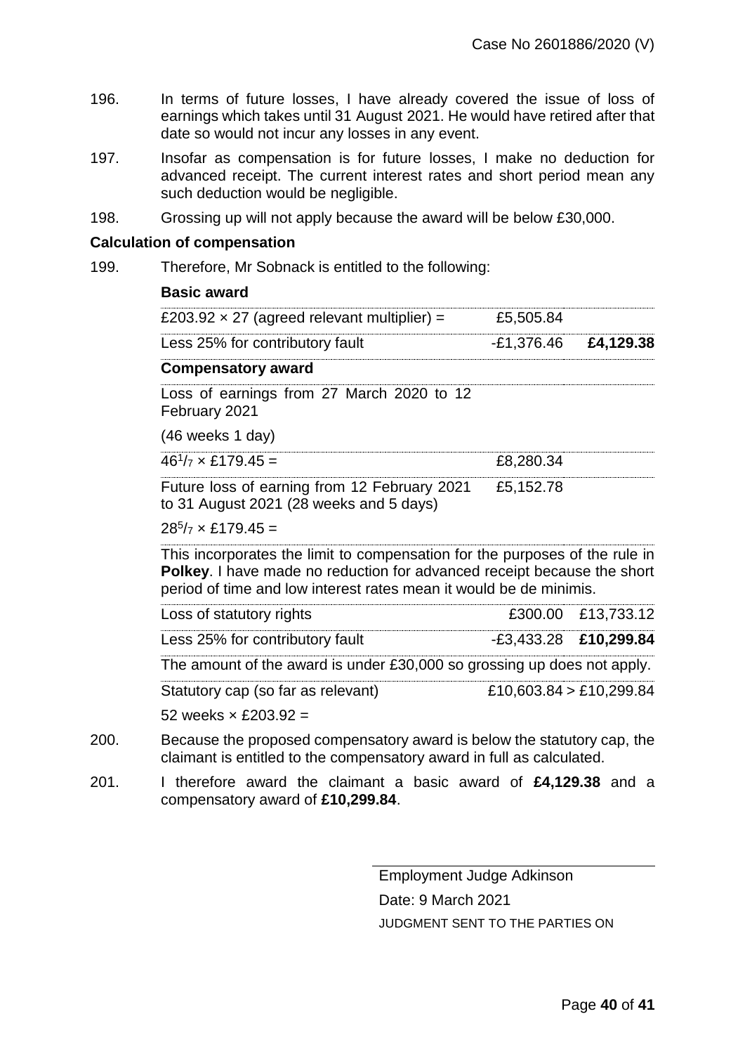196. In terms of future losses, I have already covered the issue of loss of earnings which takes until 31 August 2021. He would have retired after that date so would not incur any losses in any event.

197. Insofar as compensation is for future losses, I make no deduction for advanced receipt. The current interest rates and short period mean any such deduction would be negligible.

198. Grossing up will not apply because the award will be below £30,000.

**Calculation of compensation**

199. Therefore, Mr Sobnack is entitled to the following:

| **Basic award** | | |
|---|---|---|
| £203.92 × 27 (agreed relevant multiplier) = | £5,505.84 | |
| Less 25% for contributory fault | -£1,376.46 | **£4,129.38** |
| **Compensatory award** | | |
| Loss of earnings from 27 March 2020 to 12 February 2021 (46 weeks 1 day) | | |
| $46^{1}/_{7}$ × £179.45 = | £8,280.34 | |
| Future loss of earning from 12 February 2021 to 31 August 2021 (28 weeks and 5 days) $28^{5}/_{7}$ × £179.45 = | £5,152.78 | |
| This incorporates the limit to compensation for the purposes of the rule in **Polkey**. I have made no reduction for advanced receipt because the short period of time and low interest rates mean it would be de minimis. | | |
| Loss of statutory rights | £300.00 | £13,733.12 |
| Less 25% for contributory fault | -£3,433.28 | **£10,299.84** |
| The amount of the award is under £30,000 so grossing up does not apply. | | |
| Statutory cap (so far as relevant) 52 weeks × £203.92 = | £10,603.84 > £10,299.84 | |

200. Because the proposed compensatory award is below the statutory cap, the claimant is entitled to the compensatory award in full as calculated.

201. I therefore award the claimant a basic award of **£4,129.38** and a compensatory award of **£10,299.84**.

Employment Judge Adkinson

Date: 9 March 2021

JUDGMENT SENT TO THE PARTIES ON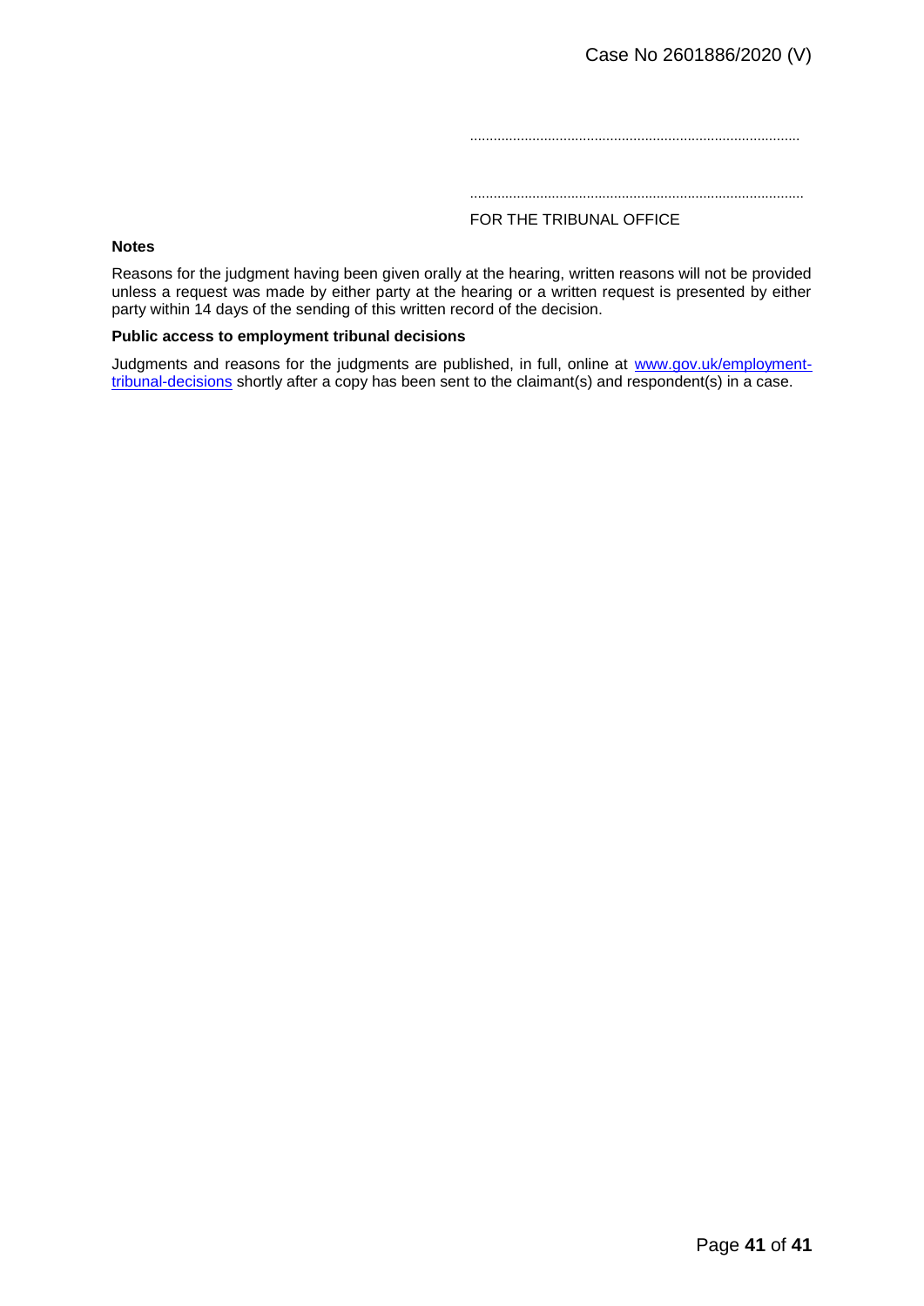....................................................................................

.....................................................................................

FOR THE TRIBUNAL OFFICE

**Notes**

Reasons for the judgment having been given orally at the hearing, written reasons will not be provided unless a request was made by either party at the hearing or a written request is presented by either party within 14 days of the sending of this written record of the decision.

**Public access to employment tribunal decisions**

Judgments and reasons for the judgments are published, in full, online at [www.gov.uk/employment-tribunal-decisions](http://www.gov.uk/employment-tribunal-decisions) shortly after a copy has been sent to the claimant(s) and respondent(s) in a case.